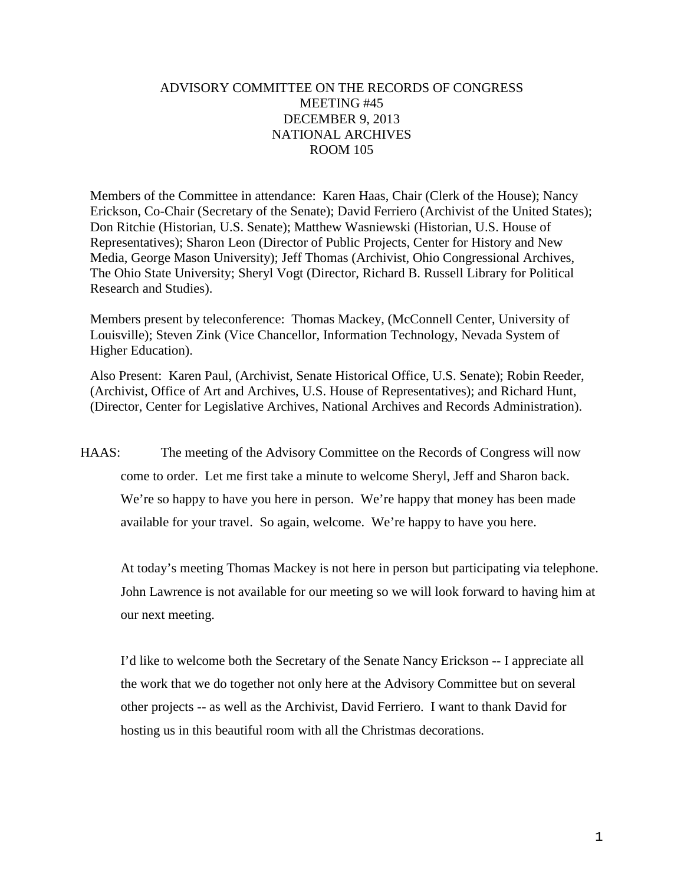# ADVISORY COMMITTEE ON THE RECORDS OF CONGRESS
## MEETING #45
## DECEMBER 9, 2013
## NATIONAL ARCHIVES
## ROOM 105

Members of the Committee in attendance: Karen Haas, Chair (Clerk of the House); Nancy Erickson, Co-Chair (Secretary of the Senate); David Ferriero (Archivist of the United States); Don Ritchie (Historian, U.S. Senate); Matthew Wasniewski (Historian, U.S. House of Representatives); Sharon Leon (Director of Public Projects, Center for History and New Media, George Mason University); Jeff Thomas (Archivist, Ohio Congressional Archives, The Ohio State University; Sheryl Vogt (Director, Richard B. Russell Library for Political Research and Studies).

Members present by teleconference: Thomas Mackey, (McConnell Center, University of Louisville); Steven Zink (Vice Chancellor, Information Technology, Nevada System of Higher Education).

Also Present: Karen Paul, (Archivist, Senate Historical Office, U.S. Senate); Robin Reeder, (Archivist, Office of Art and Archives, U.S. House of Representatives); and Richard Hunt, (Director, Center for Legislative Archives, National Archives and Records Administration).

HAAS: The meeting of the Advisory Committee on the Records of Congress will now come to order. Let me first take a minute to welcome Sheryl, Jeff and Sharon back. We're so happy to have you here in person. We're happy that money has been made available for your travel. So again, welcome. We're happy to have you here.

At today's meeting Thomas Mackey is not here in person but participating via telephone. John Lawrence is not available for our meeting so we will look forward to having him at our next meeting.

I'd like to welcome both the Secretary of the Senate Nancy Erickson -- I appreciate all the work that we do together not only here at the Advisory Committee but on several other projects -- as well as the Archivist, David Ferriero. I want to thank David for hosting us in this beautiful room with all the Christmas decorations.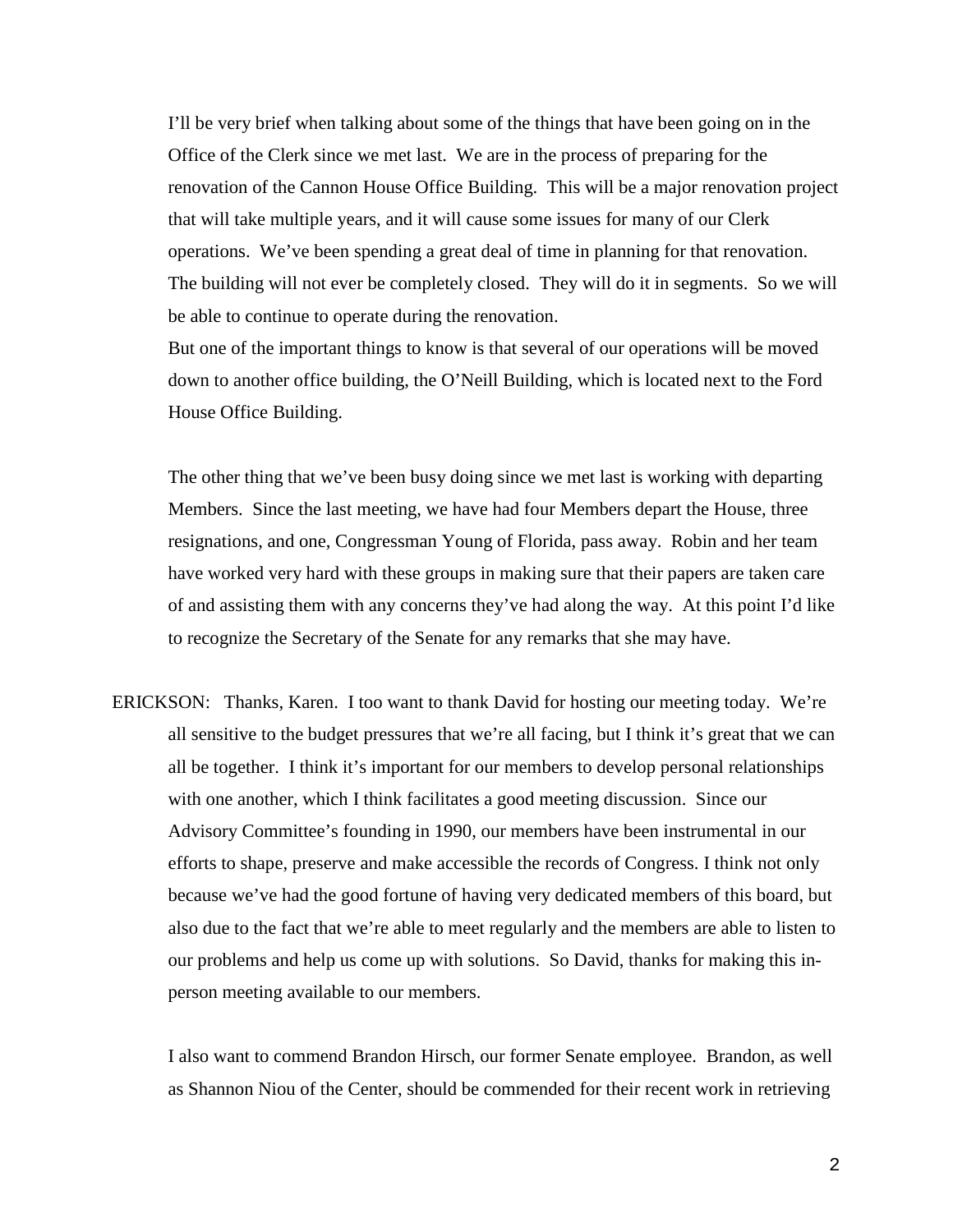I'll be very brief when talking about some of the things that have been going on in the Office of the Clerk since we met last. We are in the process of preparing for the renovation of the Cannon House Office Building. This will be a major renovation project that will take multiple years, and it will cause some issues for many of our Clerk operations. We've been spending a great deal of time in planning for that renovation. The building will not ever be completely closed. They will do it in segments. So we will be able to continue to operate during the renovation.

But one of the important things to know is that several of our operations will be moved down to another office building, the O'Neill Building, which is located next to the Ford House Office Building.

The other thing that we've been busy doing since we met last is working with departing Members. Since the last meeting, we have had four Members depart the House, three resignations, and one, Congressman Young of Florida, pass away. Robin and her team have worked very hard with these groups in making sure that their papers are taken care of and assisting them with any concerns they've had along the way. At this point I'd like to recognize the Secretary of the Senate for any remarks that she may have.

ERICKSON: Thanks, Karen. I too want to thank David for hosting our meeting today. We're all sensitive to the budget pressures that we're all facing, but I think it's great that we can all be together. I think it's important for our members to develop personal relationships with one another, which I think facilitates a good meeting discussion. Since our Advisory Committee's founding in 1990, our members have been instrumental in our efforts to shape, preserve and make accessible the records of Congress. I think not only because we've had the good fortune of having very dedicated members of this board, but also due to the fact that we're able to meet regularly and the members are able to listen to our problems and help us come up with solutions. So David, thanks for making this in-person meeting available to our members.

I also want to commend Brandon Hirsch, our former Senate employee. Brandon, as well as Shannon Niou of the Center, should be commended for their recent work in retrieving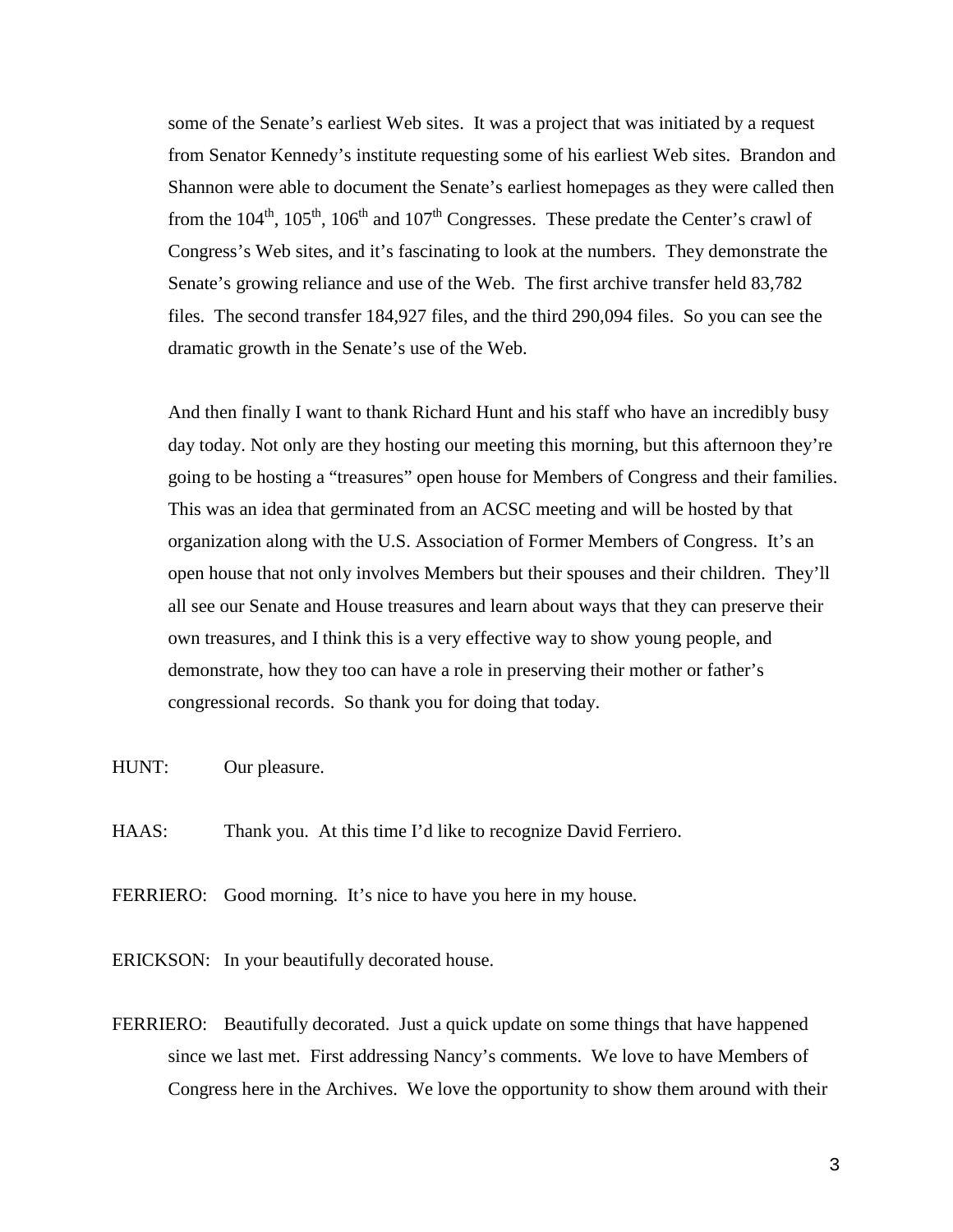some of the Senate's earliest Web sites. It was a project that was initiated by a request from Senator Kennedy's institute requesting some of his earliest Web sites. Brandon and Shannon were able to document the Senate's earliest homepages as they were called then from the 104th, 105th, 106th and 107th Congresses. These predate the Center's crawl of Congress's Web sites, and it's fascinating to look at the numbers. They demonstrate the Senate's growing reliance and use of the Web. The first archive transfer held 83,782 files. The second transfer 184,927 files, and the third 290,094 files. So you can see the dramatic growth in the Senate's use of the Web.

And then finally I want to thank Richard Hunt and his staff who have an incredibly busy day today. Not only are they hosting our meeting this morning, but this afternoon they're going to be hosting a "treasures" open house for Members of Congress and their families. This was an idea that germinated from an ACSC meeting and will be hosted by that organization along with the U.S. Association of Former Members of Congress. It's an open house that not only involves Members but their spouses and their children. They'll all see our Senate and House treasures and learn about ways that they can preserve their own treasures, and I think this is a very effective way to show young people, and demonstrate, how they too can have a role in preserving their mother or father's congressional records. So thank you for doing that today.

HUNT: Our pleasure.

HAAS: Thank you. At this time I'd like to recognize David Ferriero.

FERRIERO: Good morning. It's nice to have you here in my house.

ERICKSON: In your beautifully decorated house.

FERRIERO: Beautifully decorated. Just a quick update on some things that have happened since we last met. First addressing Nancy's comments. We love to have Members of Congress here in the Archives. We love the opportunity to show them around with their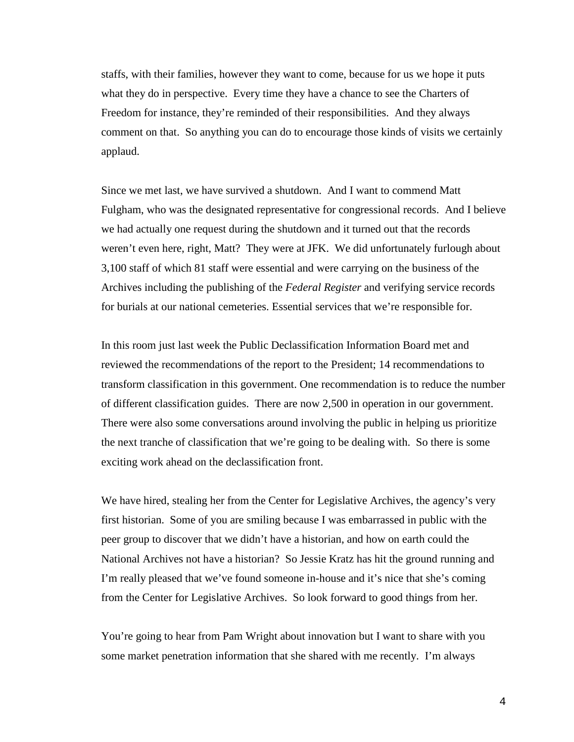staffs, with their families, however they want to come, because for us we hope it puts what they do in perspective. Every time they have a chance to see the Charters of Freedom for instance, they're reminded of their responsibilities. And they always comment on that. So anything you can do to encourage those kinds of visits we certainly applaud.

Since we met last, we have survived a shutdown. And I want to commend Matt Fulgham, who was the designated representative for congressional records. And I believe we had actually one request during the shutdown and it turned out that the records weren't even here, right, Matt? They were at JFK. We did unfortunately furlough about 3,100 staff of which 81 staff were essential and were carrying on the business of the Archives including the publishing of the *Federal Register* and verifying service records for burials at our national cemeteries. Essential services that we're responsible for.

In this room just last week the Public Declassification Information Board met and reviewed the recommendations of the report to the President; 14 recommendations to transform classification in this government. One recommendation is to reduce the number of different classification guides. There are now 2,500 in operation in our government. There were also some conversations around involving the public in helping us prioritize the next tranche of classification that we're going to be dealing with. So there is some exciting work ahead on the declassification front.

We have hired, stealing her from the Center for Legislative Archives, the agency's very first historian. Some of you are smiling because I was embarrassed in public with the peer group to discover that we didn't have a historian, and how on earth could the National Archives not have a historian? So Jessie Kratz has hit the ground running and I'm really pleased that we've found someone in-house and it's nice that she's coming from the Center for Legislative Archives. So look forward to good things from her.

You're going to hear from Pam Wright about innovation but I want to share with you some market penetration information that she shared with me recently. I'm always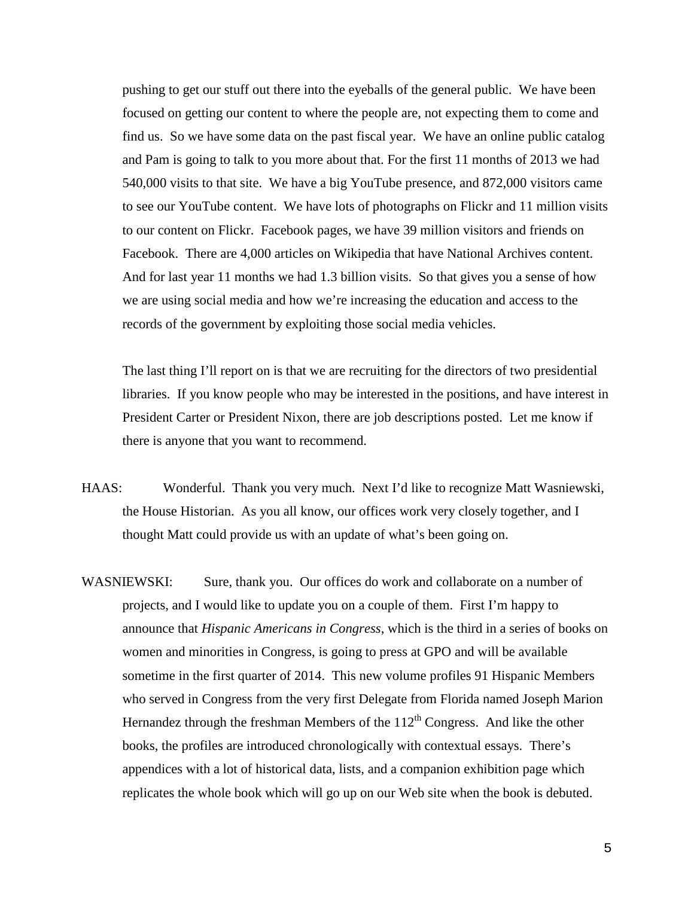pushing to get our stuff out there into the eyeballs of the general public. We have been focused on getting our content to where the people are, not expecting them to come and find us. So we have some data on the past fiscal year. We have an online public catalog and Pam is going to talk to you more about that. For the first 11 months of 2013 we had 540,000 visits to that site. We have a big YouTube presence, and 872,000 visitors came to see our YouTube content. We have lots of photographs on Flickr and 11 million visits to our content on Flickr. Facebook pages, we have 39 million visitors and friends on Facebook. There are 4,000 articles on Wikipedia that have National Archives content. And for last year 11 months we had 1.3 billion visits. So that gives you a sense of how we are using social media and how we're increasing the education and access to the records of the government by exploiting those social media vehicles.

The last thing I'll report on is that we are recruiting for the directors of two presidential libraries. If you know people who may be interested in the positions, and have interest in President Carter or President Nixon, there are job descriptions posted. Let me know if there is anyone that you want to recommend.

HAAS: Wonderful. Thank you very much. Next I'd like to recognize Matt Wasniewski, the House Historian. As you all know, our offices work very closely together, and I thought Matt could provide us with an update of what's been going on.

WASNIEWSKI: Sure, thank you. Our offices do work and collaborate on a number of projects, and I would like to update you on a couple of them. First I'm happy to announce that *Hispanic Americans in Congress*, which is the third in a series of books on women and minorities in Congress, is going to press at GPO and will be available sometime in the first quarter of 2014. This new volume profiles 91 Hispanic Members who served in Congress from the very first Delegate from Florida named Joseph Marion Hernandez through the freshman Members of the 112th Congress. And like the other books, the profiles are introduced chronologically with contextual essays. There's appendices with a lot of historical data, lists, and a companion exhibition page which replicates the whole book which will go up on our Web site when the book is debuted.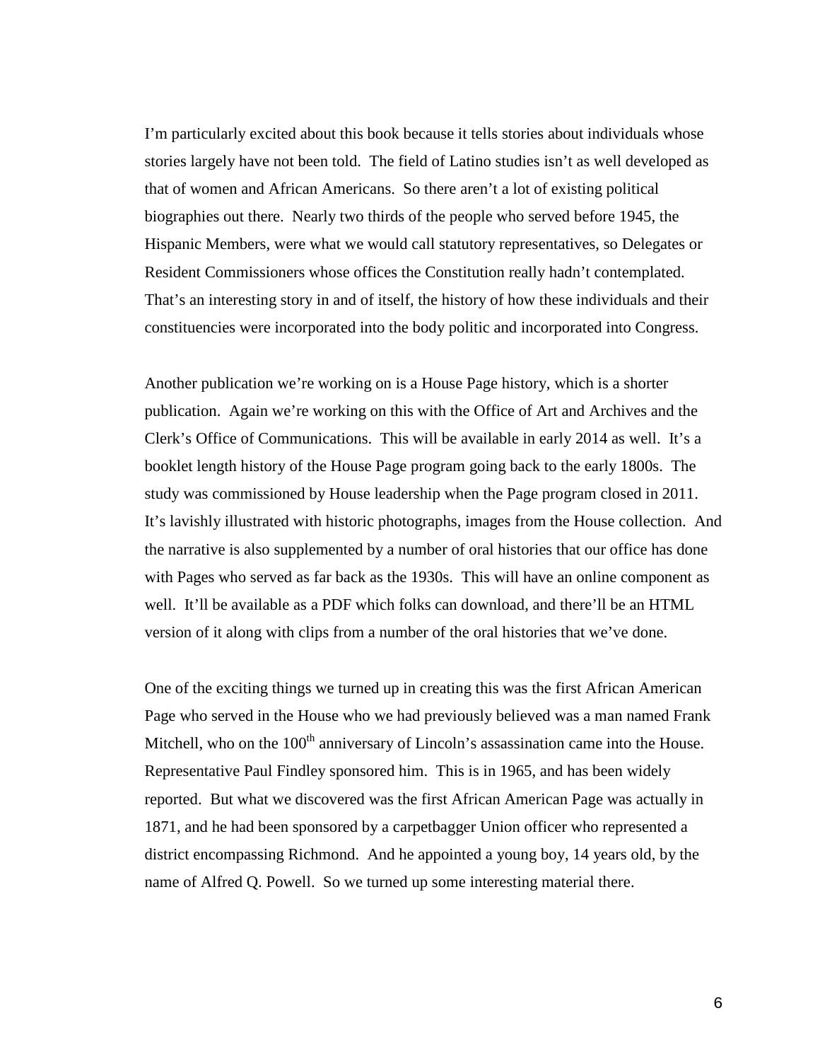I'm particularly excited about this book because it tells stories about individuals whose stories largely have not been told. The field of Latino studies isn't as well developed as that of women and African Americans. So there aren't a lot of existing political biographies out there. Nearly two thirds of the people who served before 1945, the Hispanic Members, were what we would call statutory representatives, so Delegates or Resident Commissioners whose offices the Constitution really hadn't contemplated. That's an interesting story in and of itself, the history of how these individuals and their constituencies were incorporated into the body politic and incorporated into Congress.

Another publication we're working on is a House Page history, which is a shorter publication. Again we're working on this with the Office of Art and Archives and the Clerk's Office of Communications. This will be available in early 2014 as well. It's a booklet length history of the House Page program going back to the early 1800s. The study was commissioned by House leadership when the Page program closed in 2011. It's lavishly illustrated with historic photographs, images from the House collection. And the narrative is also supplemented by a number of oral histories that our office has done with Pages who served as far back as the 1930s. This will have an online component as well. It'll be available as a PDF which folks can download, and there'll be an HTML version of it along with clips from a number of the oral histories that we've done.

One of the exciting things we turned up in creating this was the first African American Page who served in the House who we had previously believed was a man named Frank Mitchell, who on the 100th anniversary of Lincoln's assassination came into the House. Representative Paul Findley sponsored him. This is in 1965, and has been widely reported. But what we discovered was the first African American Page was actually in 1871, and he had been sponsored by a carpetbagger Union officer who represented a district encompassing Richmond. And he appointed a young boy, 14 years old, by the name of Alfred Q. Powell. So we turned up some interesting material there.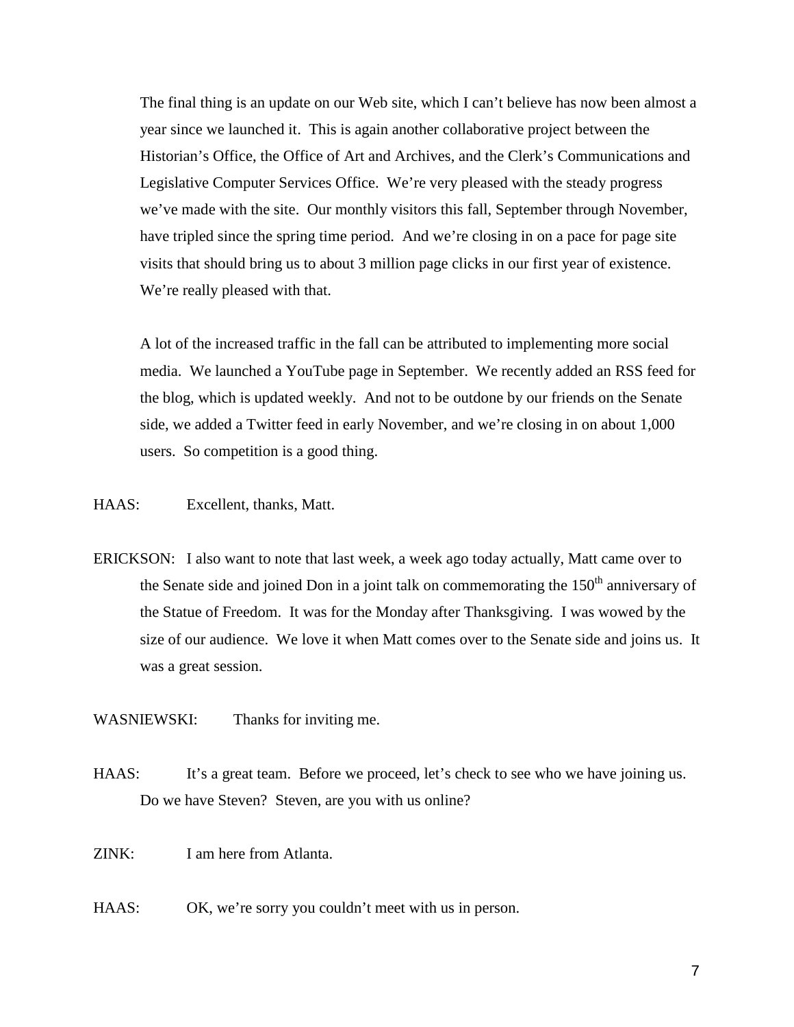The final thing is an update on our Web site, which I can't believe has now been almost a year since we launched it. This is again another collaborative project between the Historian's Office, the Office of Art and Archives, and the Clerk's Communications and Legislative Computer Services Office. We're very pleased with the steady progress we've made with the site. Our monthly visitors this fall, September through November, have tripled since the spring time period. And we're closing in on a pace for page site visits that should bring us to about 3 million page clicks in our first year of existence. We're really pleased with that.

A lot of the increased traffic in the fall can be attributed to implementing more social media. We launched a YouTube page in September. We recently added an RSS feed for the blog, which is updated weekly. And not to be outdone by our friends on the Senate side, we added a Twitter feed in early November, and we're closing in on about 1,000 users. So competition is a good thing.

HAAS: Excellent, thanks, Matt.

ERICKSON: I also want to note that last week, a week ago today actually, Matt came over to the Senate side and joined Don in a joint talk on commemorating the 150th anniversary of the Statue of Freedom. It was for the Monday after Thanksgiving. I was wowed by the size of our audience. We love it when Matt comes over to the Senate side and joins us. It was a great session.

WASNIEWSKI: Thanks for inviting me.

HAAS: It's a great team. Before we proceed, let's check to see who we have joining us. Do we have Steven? Steven, are you with us online?

ZINK: I am here from Atlanta.

HAAS: OK, we're sorry you couldn't meet with us in person.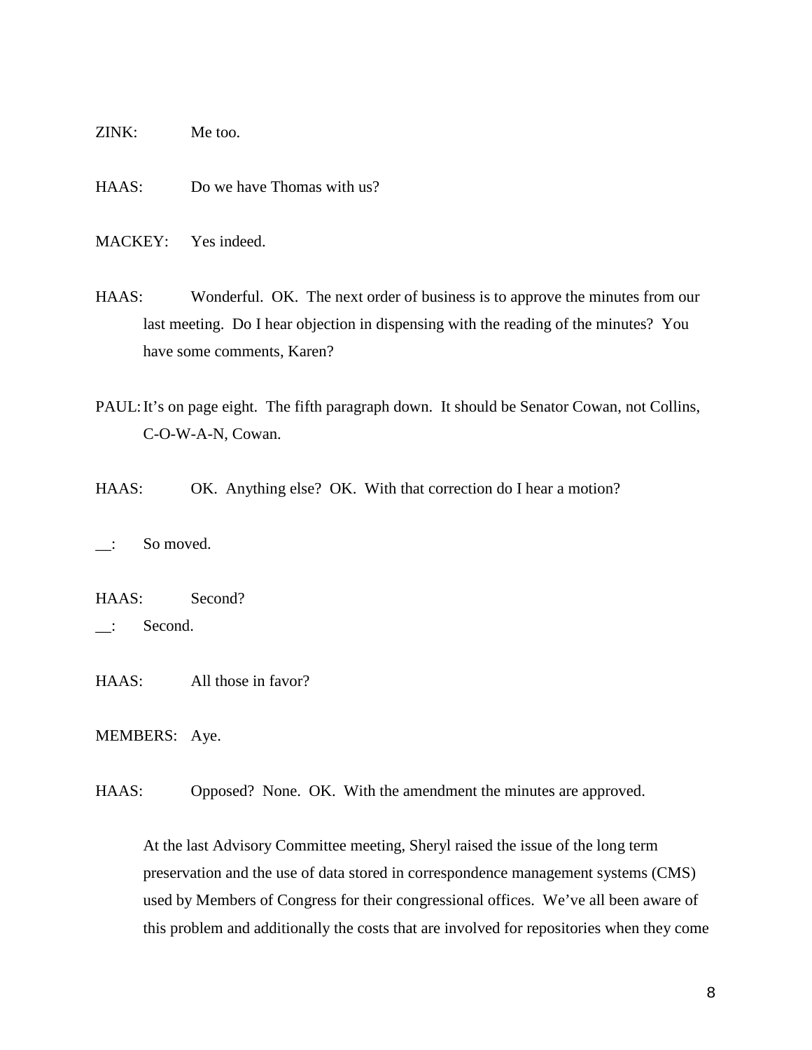ZINK: Me too.

HAAS: Do we have Thomas with us?

MACKEY: Yes indeed.

HAAS: Wonderful. OK. The next order of business is to approve the minutes from our last meeting. Do I hear objection in dispensing with the reading of the minutes? You have some comments, Karen?

PAUL: It's on page eight. The fifth paragraph down. It should be Senator Cowan, not Collins, C-O-W-A-N, Cowan.

HAAS: OK. Anything else? OK. With that correction do I hear a motion?

__: So moved.

HAAS: Second?

__: Second.

HAAS: All those in favor?

MEMBERS: Aye.

HAAS: Opposed? None. OK. With the amendment the minutes are approved.

At the last Advisory Committee meeting, Sheryl raised the issue of the long term preservation and the use of data stored in correspondence management systems (CMS) used by Members of Congress for their congressional offices. We've all been aware of this problem and additionally the costs that are involved for repositories when they come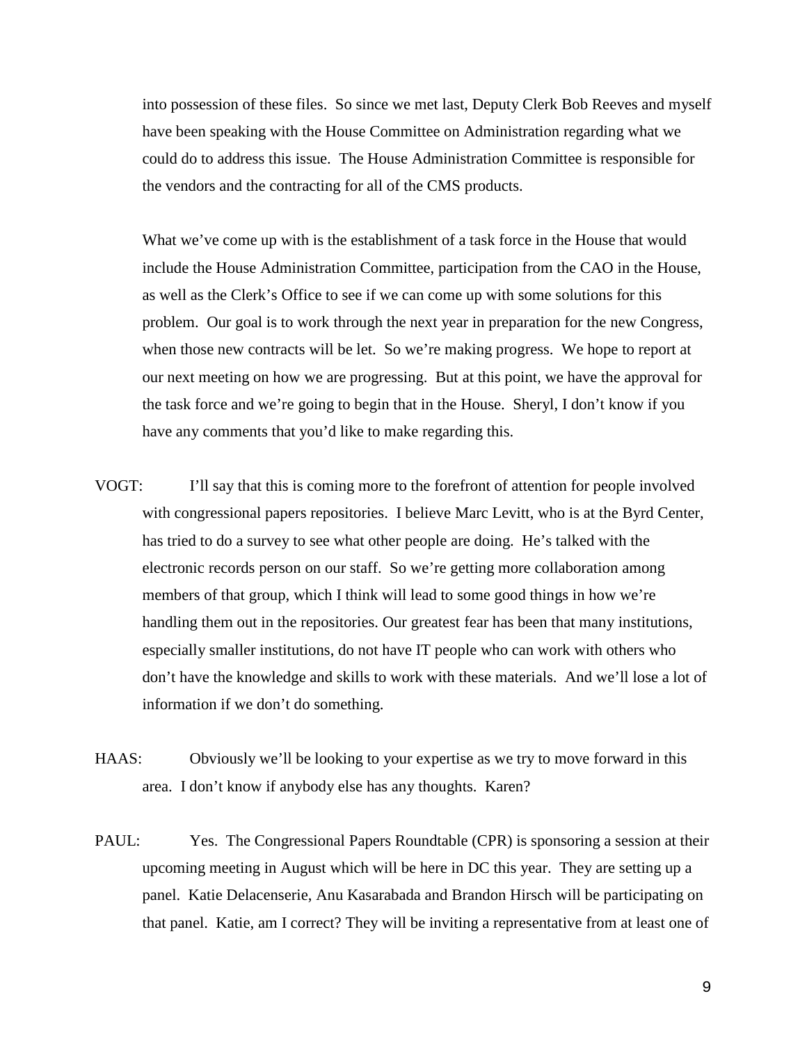into possession of these files. So since we met last, Deputy Clerk Bob Reeves and myself have been speaking with the House Committee on Administration regarding what we could do to address this issue. The House Administration Committee is responsible for the vendors and the contracting for all of the CMS products.

What we've come up with is the establishment of a task force in the House that would include the House Administration Committee, participation from the CAO in the House, as well as the Clerk's Office to see if we can come up with some solutions for this problem. Our goal is to work through the next year in preparation for the new Congress, when those new contracts will be let. So we're making progress. We hope to report at our next meeting on how we are progressing. But at this point, we have the approval for the task force and we're going to begin that in the House. Sheryl, I don't know if you have any comments that you'd like to make regarding this.

VOGT: I'll say that this is coming more to the forefront of attention for people involved with congressional papers repositories. I believe Marc Levitt, who is at the Byrd Center, has tried to do a survey to see what other people are doing. He's talked with the electronic records person on our staff. So we're getting more collaboration among members of that group, which I think will lead to some good things in how we're handling them out in the repositories. Our greatest fear has been that many institutions, especially smaller institutions, do not have IT people who can work with others who don't have the knowledge and skills to work with these materials. And we'll lose a lot of information if we don't do something.

HAAS: Obviously we'll be looking to your expertise as we try to move forward in this area. I don't know if anybody else has any thoughts. Karen?

PAUL: Yes. The Congressional Papers Roundtable (CPR) is sponsoring a session at their upcoming meeting in August which will be here in DC this year. They are setting up a panel. Katie Delacenserie, Anu Kasarabada and Brandon Hirsch will be participating on that panel. Katie, am I correct? They will be inviting a representative from at least one of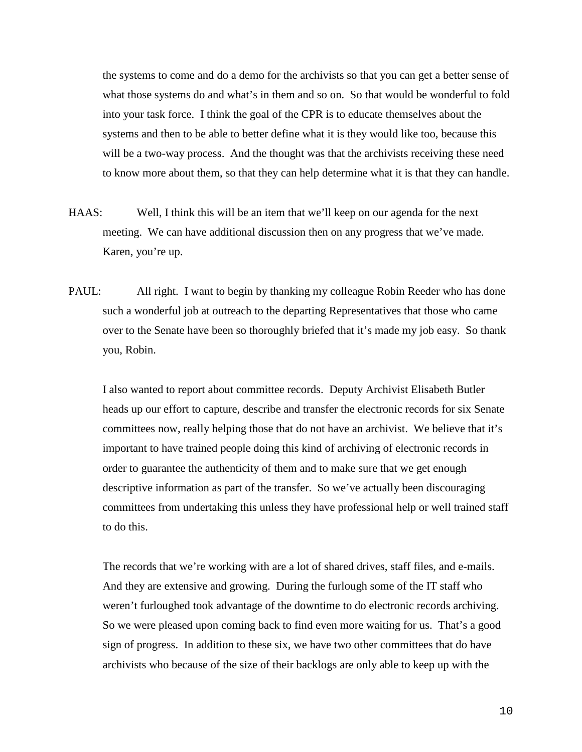the systems to come and do a demo for the archivists so that you can get a better sense of what those systems do and what's in them and so on. So that would be wonderful to fold into your task force. I think the goal of the CPR is to educate themselves about the systems and then to be able to better define what it is they would like too, because this will be a two-way process. And the thought was that the archivists receiving these need to know more about them, so that they can help determine what it is that they can handle.

HAAS: Well, I think this will be an item that we'll keep on our agenda for the next meeting. We can have additional discussion then on any progress that we've made. Karen, you're up.

PAUL: All right. I want to begin by thanking my colleague Robin Reeder who has done such a wonderful job at outreach to the departing Representatives that those who came over to the Senate have been so thoroughly briefed that it's made my job easy. So thank you, Robin.

I also wanted to report about committee records. Deputy Archivist Elisabeth Butler heads up our effort to capture, describe and transfer the electronic records for six Senate committees now, really helping those that do not have an archivist. We believe that it's important to have trained people doing this kind of archiving of electronic records in order to guarantee the authenticity of them and to make sure that we get enough descriptive information as part of the transfer. So we've actually been discouraging committees from undertaking this unless they have professional help or well trained staff to do this.

The records that we're working with are a lot of shared drives, staff files, and e-mails. And they are extensive and growing. During the furlough some of the IT staff who weren't furloughed took advantage of the downtime to do electronic records archiving. So we were pleased upon coming back to find even more waiting for us. That's a good sign of progress. In addition to these six, we have two other committees that do have archivists who because of the size of their backlogs are only able to keep up with the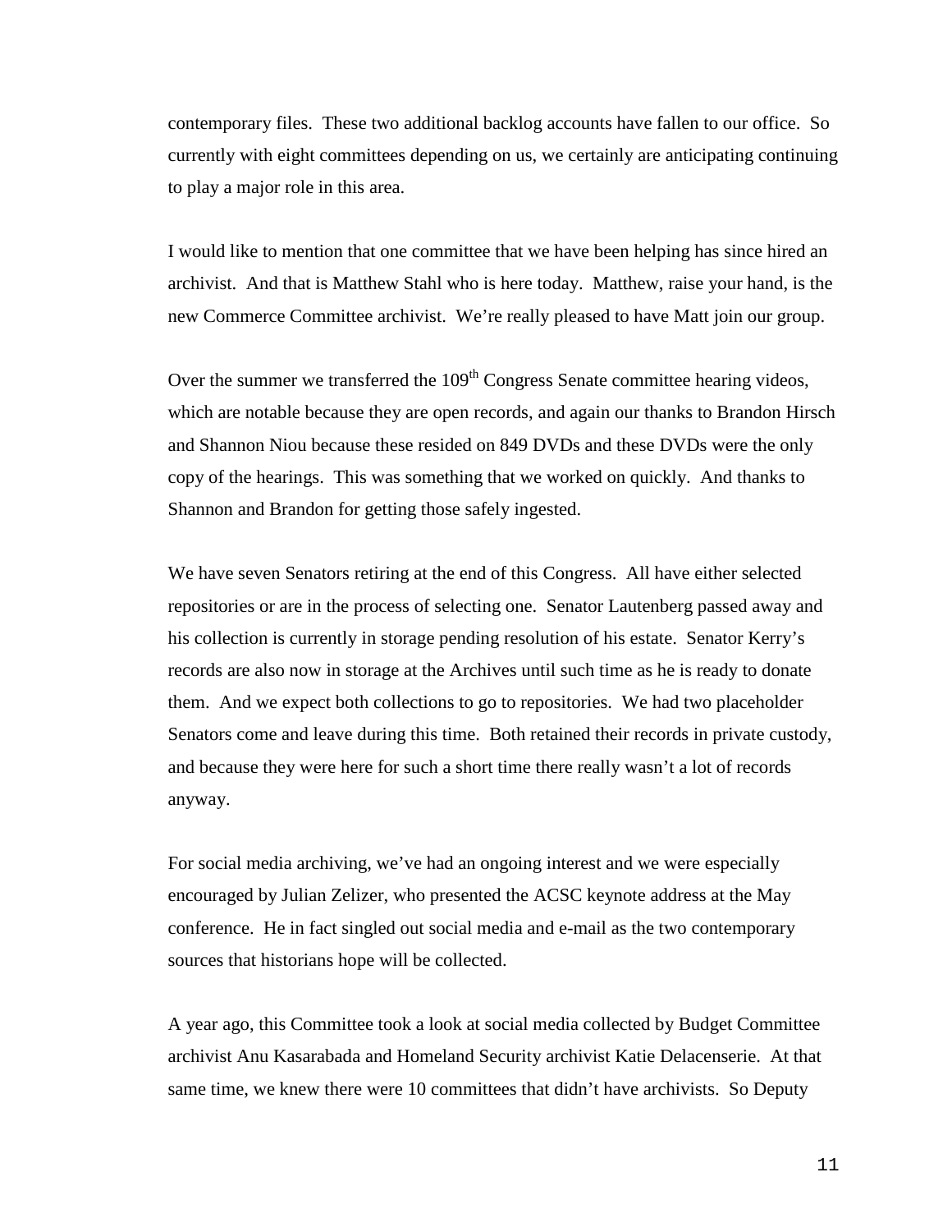contemporary files. These two additional backlog accounts have fallen to our office. So currently with eight committees depending on us, we certainly are anticipating continuing to play a major role in this area.

I would like to mention that one committee that we have been helping has since hired an archivist. And that is Matthew Stahl who is here today. Matthew, raise your hand, is the new Commerce Committee archivist. We're really pleased to have Matt join our group.

Over the summer we transferred the 109th Congress Senate committee hearing videos, which are notable because they are open records, and again our thanks to Brandon Hirsch and Shannon Niou because these resided on 849 DVDs and these DVDs were the only copy of the hearings. This was something that we worked on quickly. And thanks to Shannon and Brandon for getting those safely ingested.

We have seven Senators retiring at the end of this Congress. All have either selected repositories or are in the process of selecting one. Senator Lautenberg passed away and his collection is currently in storage pending resolution of his estate. Senator Kerry's records are also now in storage at the Archives until such time as he is ready to donate them. And we expect both collections to go to repositories. We had two placeholder Senators come and leave during this time. Both retained their records in private custody, and because they were here for such a short time there really wasn't a lot of records anyway.

For social media archiving, we've had an ongoing interest and we were especially encouraged by Julian Zelizer, who presented the ACSC keynote address at the May conference. He in fact singled out social media and e-mail as the two contemporary sources that historians hope will be collected.

A year ago, this Committee took a look at social media collected by Budget Committee archivist Anu Kasarabada and Homeland Security archivist Katie Delacenserie. At that same time, we knew there were 10 committees that didn't have archivists. So Deputy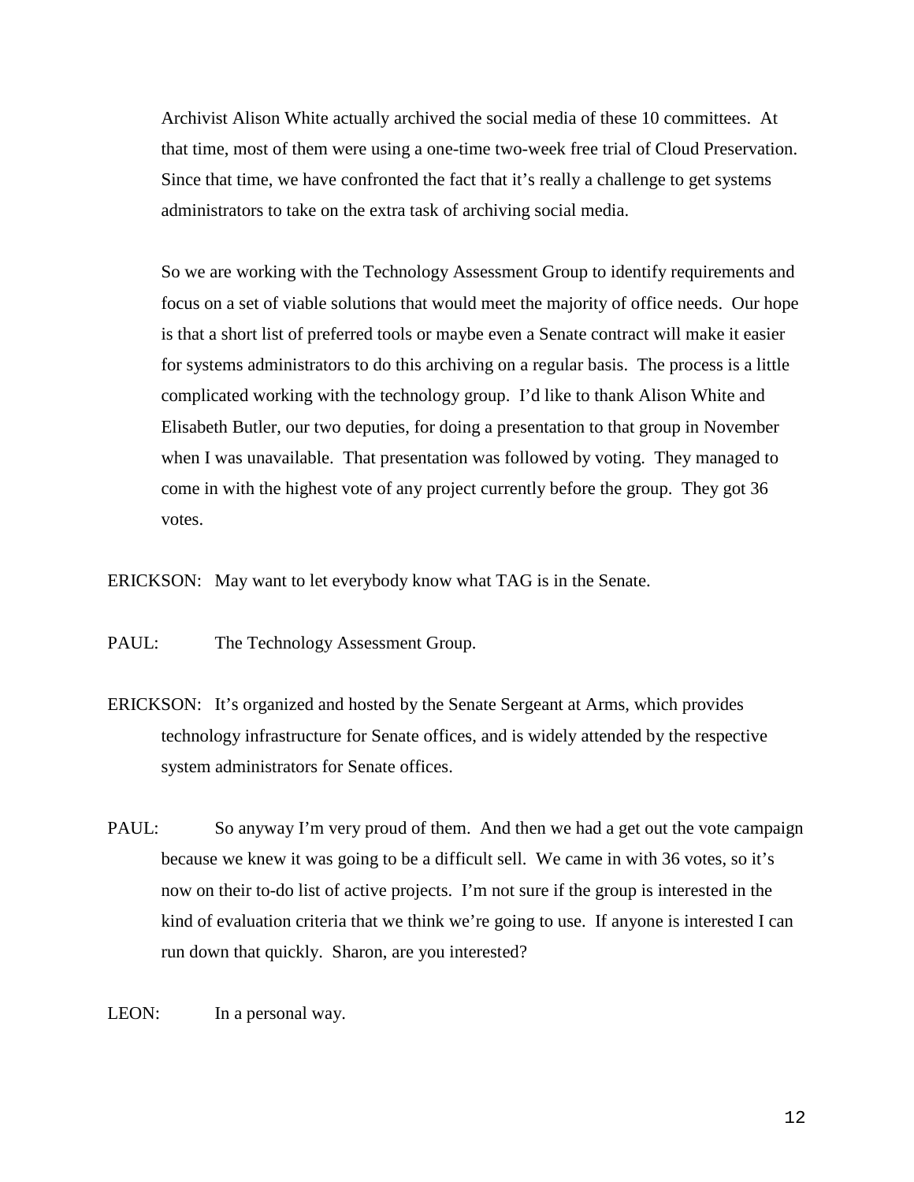Archivist Alison White actually archived the social media of these 10 committees. At that time, most of them were using a one-time two-week free trial of Cloud Preservation. Since that time, we have confronted the fact that it's really a challenge to get systems administrators to take on the extra task of archiving social media.

So we are working with the Technology Assessment Group to identify requirements and focus on a set of viable solutions that would meet the majority of office needs. Our hope is that a short list of preferred tools or maybe even a Senate contract will make it easier for systems administrators to do this archiving on a regular basis. The process is a little complicated working with the technology group. I'd like to thank Alison White and Elisabeth Butler, our two deputies, for doing a presentation to that group in November when I was unavailable. That presentation was followed by voting. They managed to come in with the highest vote of any project currently before the group. They got 36 votes.

ERICKSON: May want to let everybody know what TAG is in the Senate.

PAUL: The Technology Assessment Group.

ERICKSON: It's organized and hosted by the Senate Sergeant at Arms, which provides technology infrastructure for Senate offices, and is widely attended by the respective system administrators for Senate offices.

PAUL: So anyway I'm very proud of them. And then we had a get out the vote campaign because we knew it was going to be a difficult sell. We came in with 36 votes, so it's now on their to-do list of active projects. I'm not sure if the group is interested in the kind of evaluation criteria that we think we're going to use. If anyone is interested I can run down that quickly. Sharon, are you interested?

LEON: In a personal way.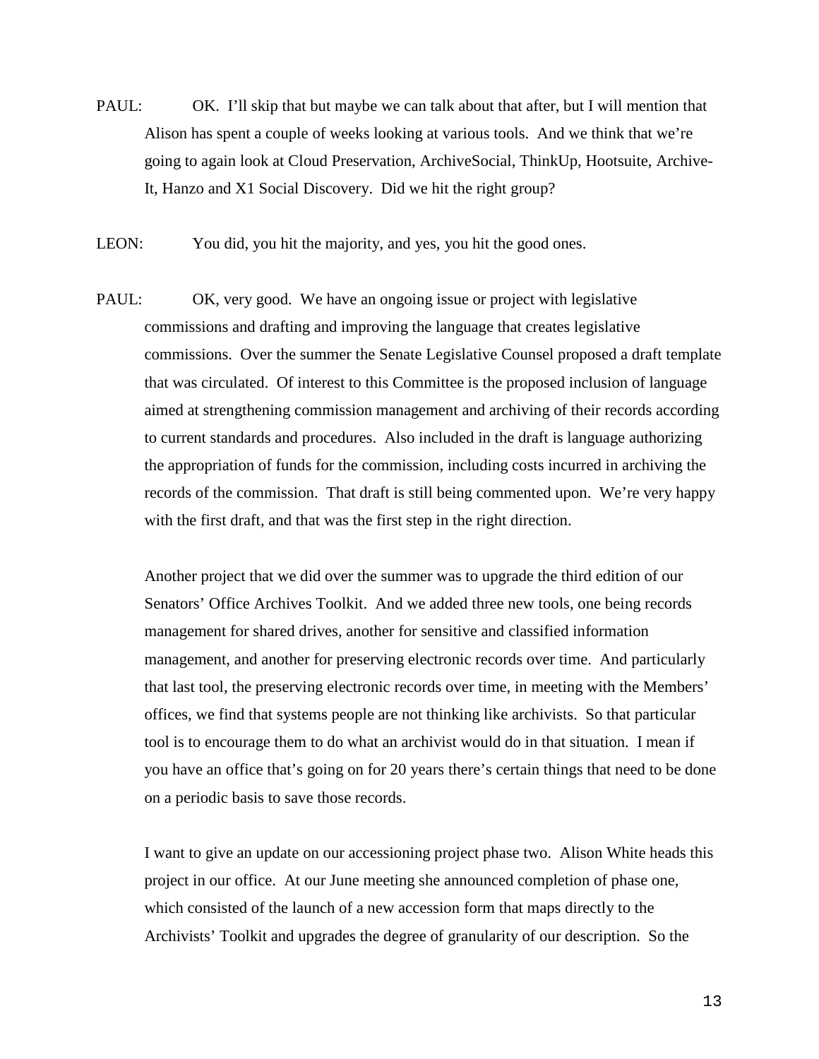PAUL: OK. I'll skip that but maybe we can talk about that after, but I will mention that Alison has spent a couple of weeks looking at various tools. And we think that we're going to again look at Cloud Preservation, ArchiveSocial, ThinkUp, Hootsuite, Archive-It, Hanzo and X1 Social Discovery. Did we hit the right group?

LEON: You did, you hit the majority, and yes, you hit the good ones.

PAUL: OK, very good. We have an ongoing issue or project with legislative commissions and drafting and improving the language that creates legislative commissions. Over the summer the Senate Legislative Counsel proposed a draft template that was circulated. Of interest to this Committee is the proposed inclusion of language aimed at strengthening commission management and archiving of their records according to current standards and procedures. Also included in the draft is language authorizing the appropriation of funds for the commission, including costs incurred in archiving the records of the commission. That draft is still being commented upon. We're very happy with the first draft, and that was the first step in the right direction.

Another project that we did over the summer was to upgrade the third edition of our Senators' Office Archives Toolkit. And we added three new tools, one being records management for shared drives, another for sensitive and classified information management, and another for preserving electronic records over time. And particularly that last tool, the preserving electronic records over time, in meeting with the Members' offices, we find that systems people are not thinking like archivists. So that particular tool is to encourage them to do what an archivist would do in that situation. I mean if you have an office that's going on for 20 years there's certain things that need to be done on a periodic basis to save those records.

I want to give an update on our accessioning project phase two. Alison White heads this project in our office. At our June meeting she announced completion of phase one, which consisted of the launch of a new accession form that maps directly to the Archivists' Toolkit and upgrades the degree of granularity of our description. So the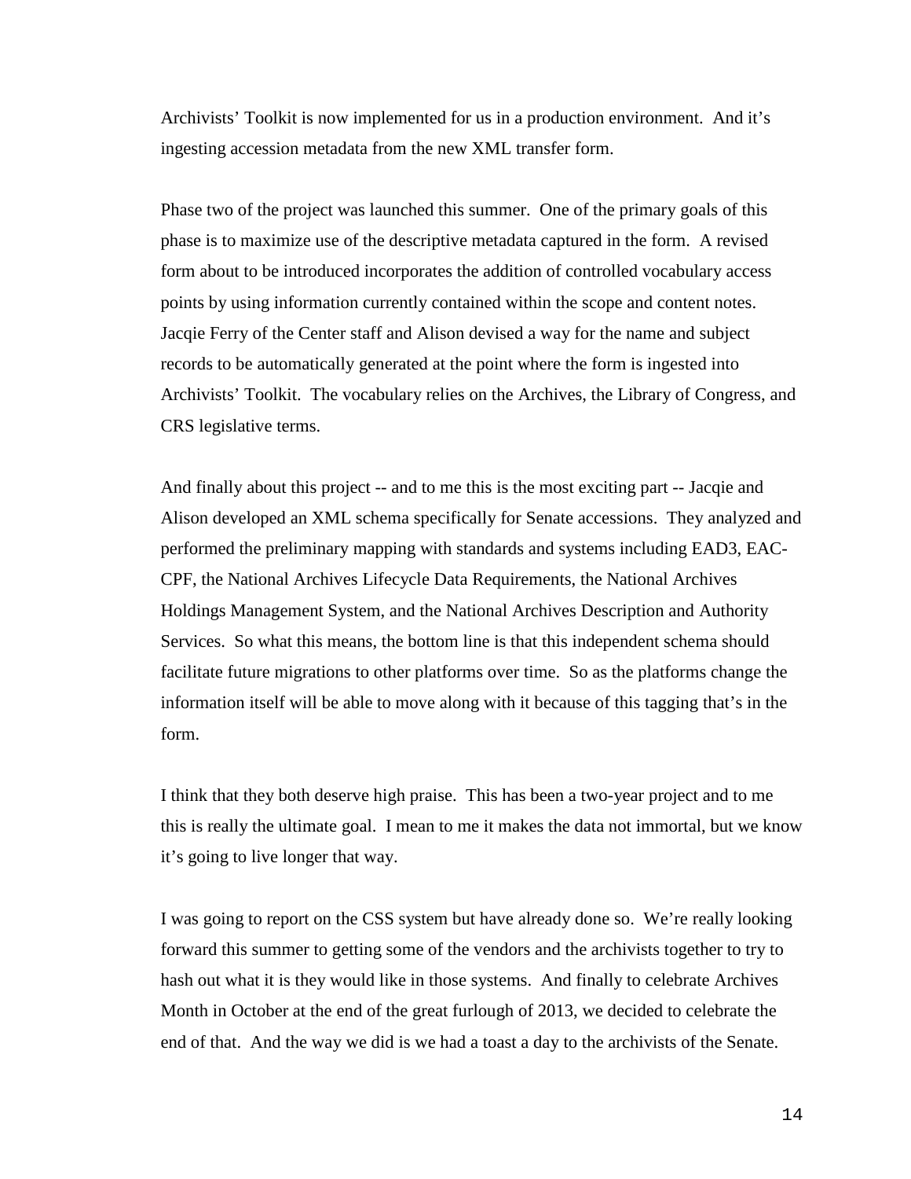Archivists' Toolkit is now implemented for us in a production environment. And it's ingesting accession metadata from the new XML transfer form.

Phase two of the project was launched this summer. One of the primary goals of this phase is to maximize use of the descriptive metadata captured in the form. A revised form about to be introduced incorporates the addition of controlled vocabulary access points by using information currently contained within the scope and content notes. Jacqie Ferry of the Center staff and Alison devised a way for the name and subject records to be automatically generated at the point where the form is ingested into Archivists' Toolkit. The vocabulary relies on the Archives, the Library of Congress, and CRS legislative terms.

And finally about this project -- and to me this is the most exciting part -- Jacqie and Alison developed an XML schema specifically for Senate accessions. They analyzed and performed the preliminary mapping with standards and systems including EAD3, EAC-CPF, the National Archives Lifecycle Data Requirements, the National Archives Holdings Management System, and the National Archives Description and Authority Services. So what this means, the bottom line is that this independent schema should facilitate future migrations to other platforms over time. So as the platforms change the information itself will be able to move along with it because of this tagging that's in the form.

I think that they both deserve high praise. This has been a two-year project and to me this is really the ultimate goal. I mean to me it makes the data not immortal, but we know it's going to live longer that way.

I was going to report on the CSS system but have already done so. We're really looking forward this summer to getting some of the vendors and the archivists together to try to hash out what it is they would like in those systems. And finally to celebrate Archives Month in October at the end of the great furlough of 2013, we decided to celebrate the end of that. And the way we did is we had a toast a day to the archivists of the Senate.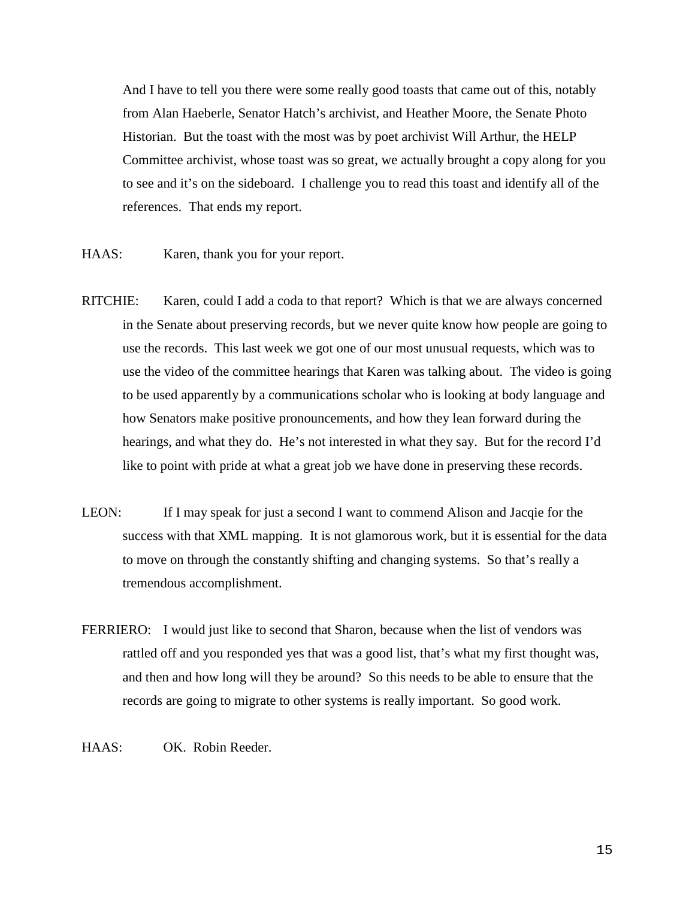And I have to tell you there were some really good toasts that came out of this, notably from Alan Haeberle, Senator Hatch's archivist, and Heather Moore, the Senate Photo Historian. But the toast with the most was by poet archivist Will Arthur, the HELP Committee archivist, whose toast was so great, we actually brought a copy along for you to see and it's on the sideboard. I challenge you to read this toast and identify all of the references. That ends my report.

HAAS: Karen, thank you for your report.

RITCHIE: Karen, could I add a coda to that report? Which is that we are always concerned in the Senate about preserving records, but we never quite know how people are going to use the records. This last week we got one of our most unusual requests, which was to use the video of the committee hearings that Karen was talking about. The video is going to be used apparently by a communications scholar who is looking at body language and how Senators make positive pronouncements, and how they lean forward during the hearings, and what they do. He's not interested in what they say. But for the record I'd like to point with pride at what a great job we have done in preserving these records.

LEON: If I may speak for just a second I want to commend Alison and Jacqie for the success with that XML mapping. It is not glamorous work, but it is essential for the data to move on through the constantly shifting and changing systems. So that's really a tremendous accomplishment.

FERRIERO: I would just like to second that Sharon, because when the list of vendors was rattled off and you responded yes that was a good list, that's what my first thought was, and then and how long will they be around? So this needs to be able to ensure that the records are going to migrate to other systems is really important. So good work.

HAAS: OK. Robin Reeder.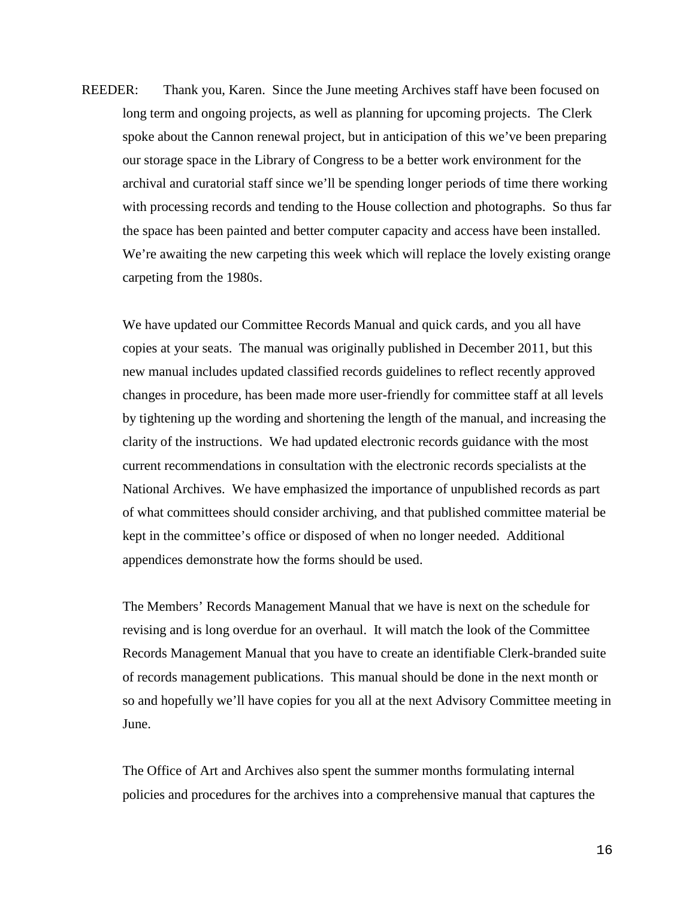REEDER: Thank you, Karen. Since the June meeting Archives staff have been focused on long term and ongoing projects, as well as planning for upcoming projects. The Clerk spoke about the Cannon renewal project, but in anticipation of this we've been preparing our storage space in the Library of Congress to be a better work environment for the archival and curatorial staff since we'll be spending longer periods of time there working with processing records and tending to the House collection and photographs. So thus far the space has been painted and better computer capacity and access have been installed. We're awaiting the new carpeting this week which will replace the lovely existing orange carpeting from the 1980s.

We have updated our Committee Records Manual and quick cards, and you all have copies at your seats. The manual was originally published in December 2011, but this new manual includes updated classified records guidelines to reflect recently approved changes in procedure, has been made more user-friendly for committee staff at all levels by tightening up the wording and shortening the length of the manual, and increasing the clarity of the instructions. We had updated electronic records guidance with the most current recommendations in consultation with the electronic records specialists at the National Archives. We have emphasized the importance of unpublished records as part of what committees should consider archiving, and that published committee material be kept in the committee's office or disposed of when no longer needed. Additional appendices demonstrate how the forms should be used.

The Members' Records Management Manual that we have is next on the schedule for revising and is long overdue for an overhaul. It will match the look of the Committee Records Management Manual that you have to create an identifiable Clerk-branded suite of records management publications. This manual should be done in the next month or so and hopefully we'll have copies for you all at the next Advisory Committee meeting in June.

The Office of Art and Archives also spent the summer months formulating internal policies and procedures for the archives into a comprehensive manual that captures the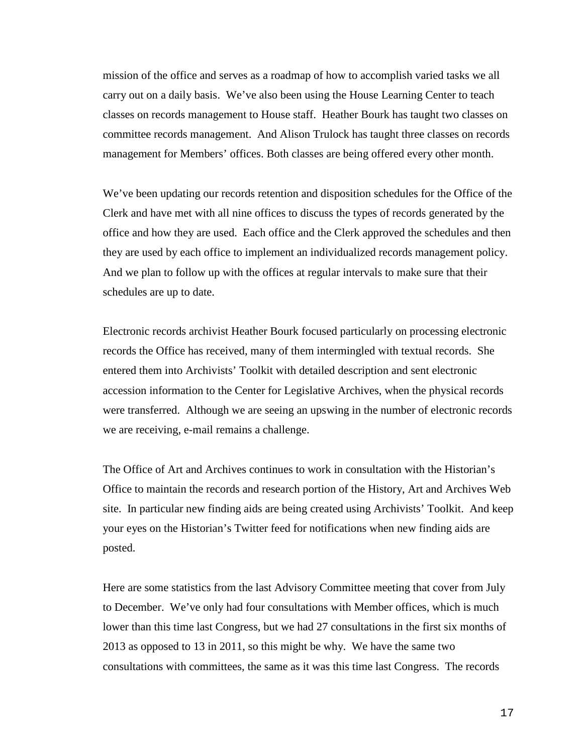mission of the office and serves as a roadmap of how to accomplish varied tasks we all carry out on a daily basis. We've also been using the House Learning Center to teach classes on records management to House staff. Heather Bourk has taught two classes on committee records management. And Alison Trulock has taught three classes on records management for Members' offices. Both classes are being offered every other month.

We've been updating our records retention and disposition schedules for the Office of the Clerk and have met with all nine offices to discuss the types of records generated by the office and how they are used. Each office and the Clerk approved the schedules and then they are used by each office to implement an individualized records management policy. And we plan to follow up with the offices at regular intervals to make sure that their schedules are up to date.

Electronic records archivist Heather Bourk focused particularly on processing electronic records the Office has received, many of them intermingled with textual records. She entered them into Archivists' Toolkit with detailed description and sent electronic accession information to the Center for Legislative Archives, when the physical records were transferred. Although we are seeing an upswing in the number of electronic records we are receiving, e-mail remains a challenge.

The Office of Art and Archives continues to work in consultation with the Historian's Office to maintain the records and research portion of the History, Art and Archives Web site. In particular new finding aids are being created using Archivists' Toolkit. And keep your eyes on the Historian's Twitter feed for notifications when new finding aids are posted.

Here are some statistics from the last Advisory Committee meeting that cover from July to December. We've only had four consultations with Member offices, which is much lower than this time last Congress, but we had 27 consultations in the first six months of 2013 as opposed to 13 in 2011, so this might be why. We have the same two consultations with committees, the same as it was this time last Congress. The records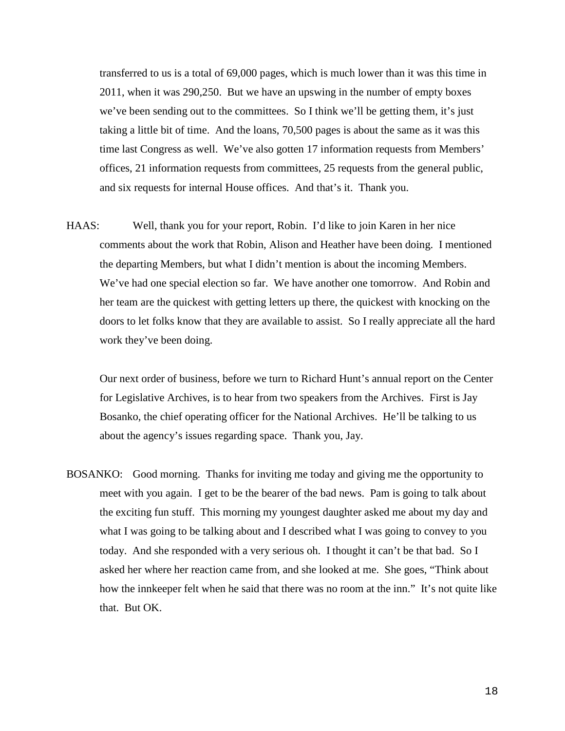transferred to us is a total of 69,000 pages, which is much lower than it was this time in 2011, when it was 290,250. But we have an upswing in the number of empty boxes we've been sending out to the committees. So I think we'll be getting them, it's just taking a little bit of time. And the loans, 70,500 pages is about the same as it was this time last Congress as well. We've also gotten 17 information requests from Members' offices, 21 information requests from committees, 25 requests from the general public, and six requests for internal House offices. And that's it. Thank you.

HAAS: Well, thank you for your report, Robin. I'd like to join Karen in her nice comments about the work that Robin, Alison and Heather have been doing. I mentioned the departing Members, but what I didn't mention is about the incoming Members. We've had one special election so far. We have another one tomorrow. And Robin and her team are the quickest with getting letters up there, the quickest with knocking on the doors to let folks know that they are available to assist. So I really appreciate all the hard work they've been doing.

Our next order of business, before we turn to Richard Hunt's annual report on the Center for Legislative Archives, is to hear from two speakers from the Archives. First is Jay Bosanko, the chief operating officer for the National Archives. He'll be talking to us about the agency's issues regarding space. Thank you, Jay.

BOSANKO: Good morning. Thanks for inviting me today and giving me the opportunity to meet with you again. I get to be the bearer of the bad news. Pam is going to talk about the exciting fun stuff. This morning my youngest daughter asked me about my day and what I was going to be talking about and I described what I was going to convey to you today. And she responded with a very serious oh. I thought it can't be that bad. So I asked her where her reaction came from, and she looked at me. She goes, "Think about how the innkeeper felt when he said that there was no room at the inn." It's not quite like that. But OK.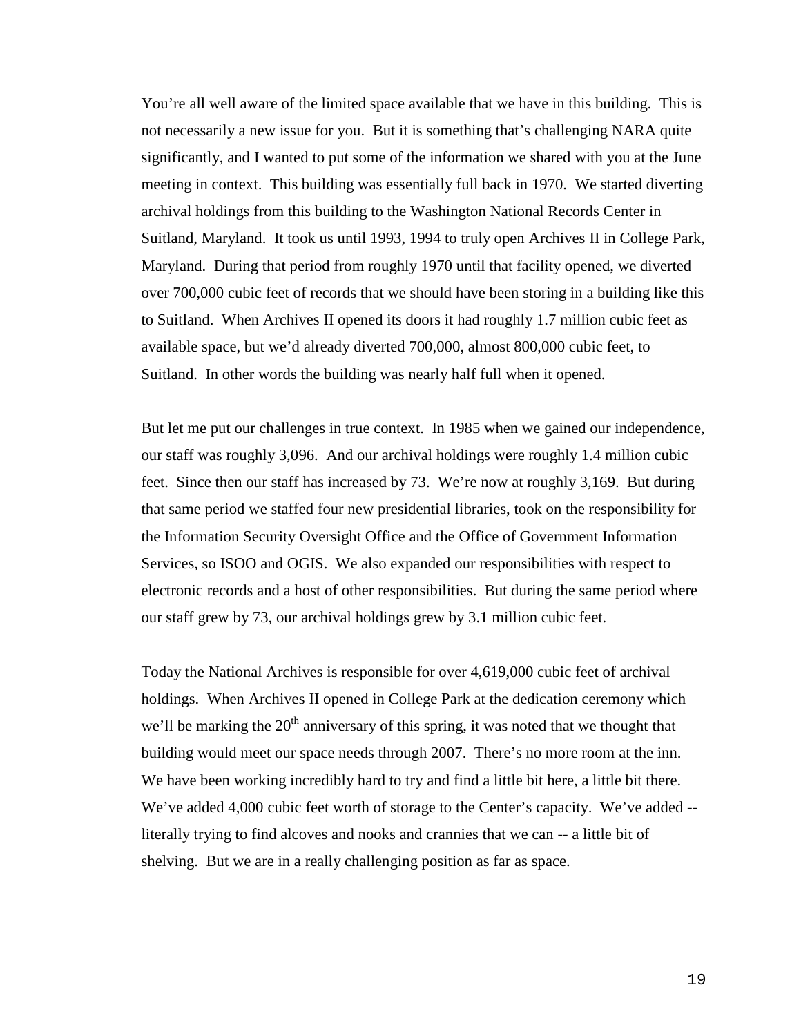You're all well aware of the limited space available that we have in this building. This is not necessarily a new issue for you. But it is something that's challenging NARA quite significantly, and I wanted to put some of the information we shared with you at the June meeting in context. This building was essentially full back in 1970. We started diverting archival holdings from this building to the Washington National Records Center in Suitland, Maryland. It took us until 1993, 1994 to truly open Archives II in College Park, Maryland. During that period from roughly 1970 until that facility opened, we diverted over 700,000 cubic feet of records that we should have been storing in a building like this to Suitland. When Archives II opened its doors it had roughly 1.7 million cubic feet as available space, but we'd already diverted 700,000, almost 800,000 cubic feet, to Suitland. In other words the building was nearly half full when it opened.

But let me put our challenges in true context. In 1985 when we gained our independence, our staff was roughly 3,096. And our archival holdings were roughly 1.4 million cubic feet. Since then our staff has increased by 73. We're now at roughly 3,169. But during that same period we staffed four new presidential libraries, took on the responsibility for the Information Security Oversight Office and the Office of Government Information Services, so ISOO and OGIS. We also expanded our responsibilities with respect to electronic records and a host of other responsibilities. But during the same period where our staff grew by 73, our archival holdings grew by 3.1 million cubic feet.

Today the National Archives is responsible for over 4,619,000 cubic feet of archival holdings. When Archives II opened in College Park at the dedication ceremony which we'll be marking the 20th anniversary of this spring, it was noted that we thought that building would meet our space needs through 2007. There's no more room at the inn. We have been working incredibly hard to try and find a little bit here, a little bit there. We've added 4,000 cubic feet worth of storage to the Center's capacity. We've added -- literally trying to find alcoves and nooks and crannies that we can -- a little bit of shelving. But we are in a really challenging position as far as space.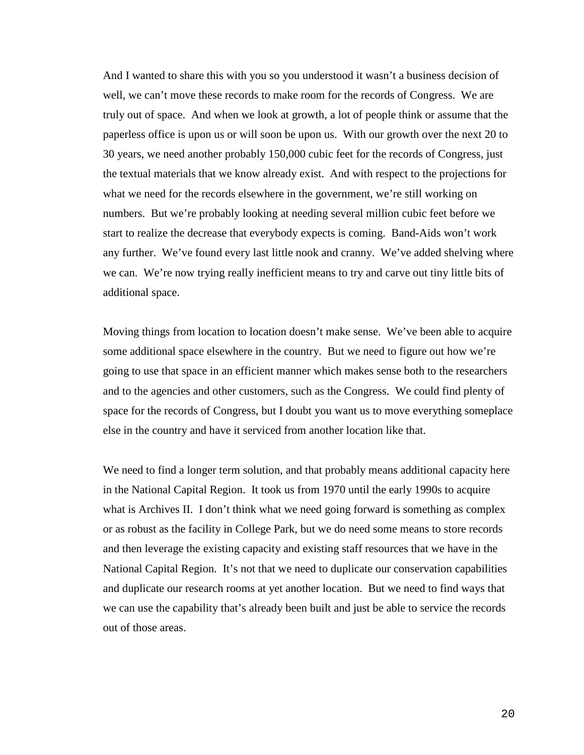And I wanted to share this with you so you understood it wasn't a business decision of well, we can't move these records to make room for the records of Congress. We are truly out of space. And when we look at growth, a lot of people think or assume that the paperless office is upon us or will soon be upon us. With our growth over the next 20 to 30 years, we need another probably 150,000 cubic feet for the records of Congress, just the textual materials that we know already exist. And with respect to the projections for what we need for the records elsewhere in the government, we're still working on numbers. But we're probably looking at needing several million cubic feet before we start to realize the decrease that everybody expects is coming. Band-Aids won't work any further. We've found every last little nook and cranny. We've added shelving where we can. We're now trying really inefficient means to try and carve out tiny little bits of additional space.

Moving things from location to location doesn't make sense. We've been able to acquire some additional space elsewhere in the country. But we need to figure out how we're going to use that space in an efficient manner which makes sense both to the researchers and to the agencies and other customers, such as the Congress. We could find plenty of space for the records of Congress, but I doubt you want us to move everything someplace else in the country and have it serviced from another location like that.

We need to find a longer term solution, and that probably means additional capacity here in the National Capital Region. It took us from 1970 until the early 1990s to acquire what is Archives II. I don't think what we need going forward is something as complex or as robust as the facility in College Park, but we do need some means to store records and then leverage the existing capacity and existing staff resources that we have in the National Capital Region. It's not that we need to duplicate our conservation capabilities and duplicate our research rooms at yet another location. But we need to find ways that we can use the capability that's already been built and just be able to service the records out of those areas.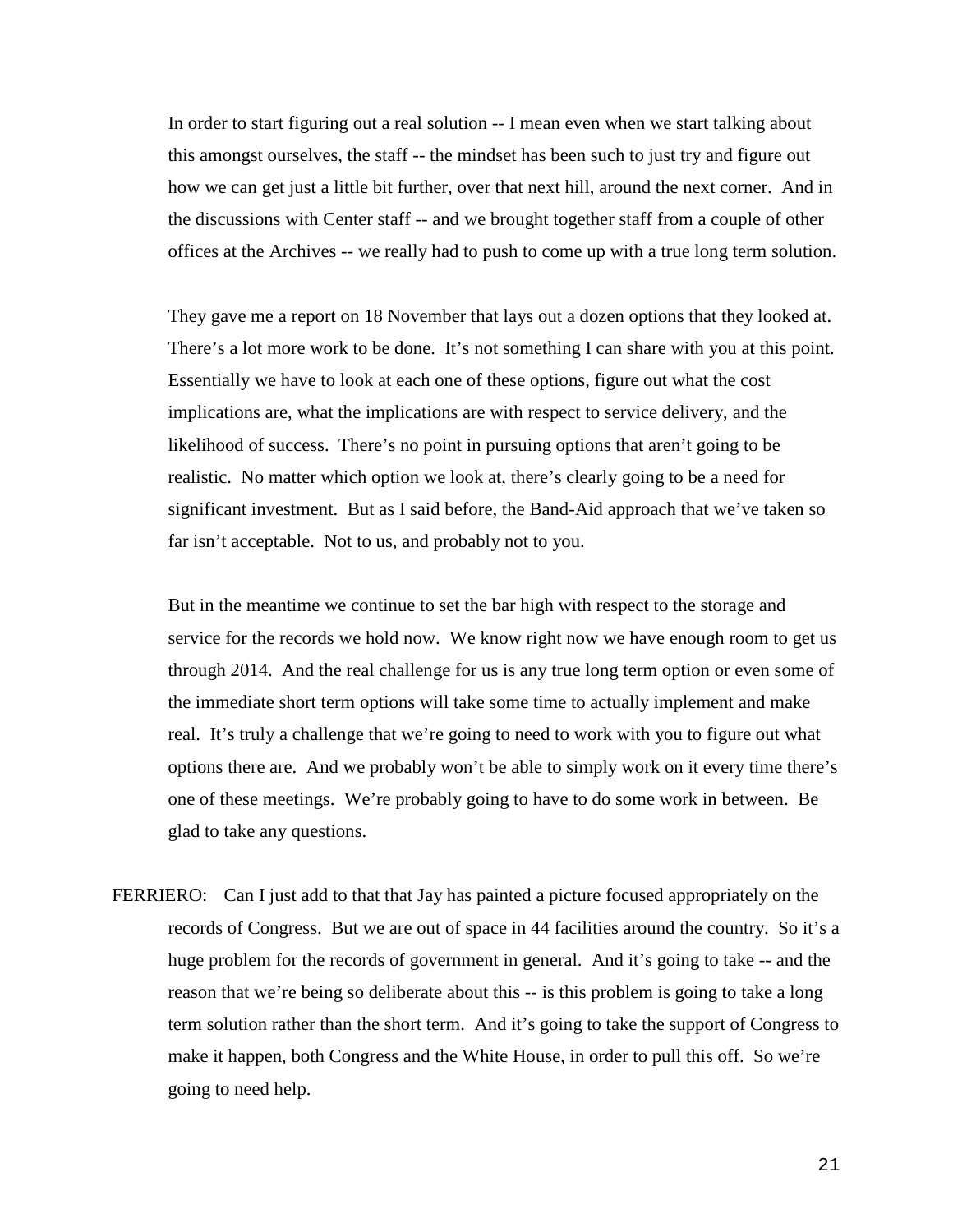In order to start figuring out a real solution -- I mean even when we start talking about this amongst ourselves, the staff -- the mindset has been such to just try and figure out how we can get just a little bit further, over that next hill, around the next corner. And in the discussions with Center staff -- and we brought together staff from a couple of other offices at the Archives -- we really had to push to come up with a true long term solution.

They gave me a report on 18 November that lays out a dozen options that they looked at. There's a lot more work to be done. It's not something I can share with you at this point. Essentially we have to look at each one of these options, figure out what the cost implications are, what the implications are with respect to service delivery, and the likelihood of success. There's no point in pursuing options that aren't going to be realistic. No matter which option we look at, there's clearly going to be a need for significant investment. But as I said before, the Band-Aid approach that we've taken so far isn't acceptable. Not to us, and probably not to you.

But in the meantime we continue to set the bar high with respect to the storage and service for the records we hold now. We know right now we have enough room to get us through 2014. And the real challenge for us is any true long term option or even some of the immediate short term options will take some time to actually implement and make real. It's truly a challenge that we're going to need to work with you to figure out what options there are. And we probably won't be able to simply work on it every time there's one of these meetings. We're probably going to have to do some work in between. Be glad to take any questions.

FERRIERO: Can I just add to that that Jay has painted a picture focused appropriately on the records of Congress. But we are out of space in 44 facilities around the country. So it's a huge problem for the records of government in general. And it's going to take -- and the reason that we're being so deliberate about this -- is this problem is going to take a long term solution rather than the short term. And it's going to take the support of Congress to make it happen, both Congress and the White House, in order to pull this off. So we're going to need help.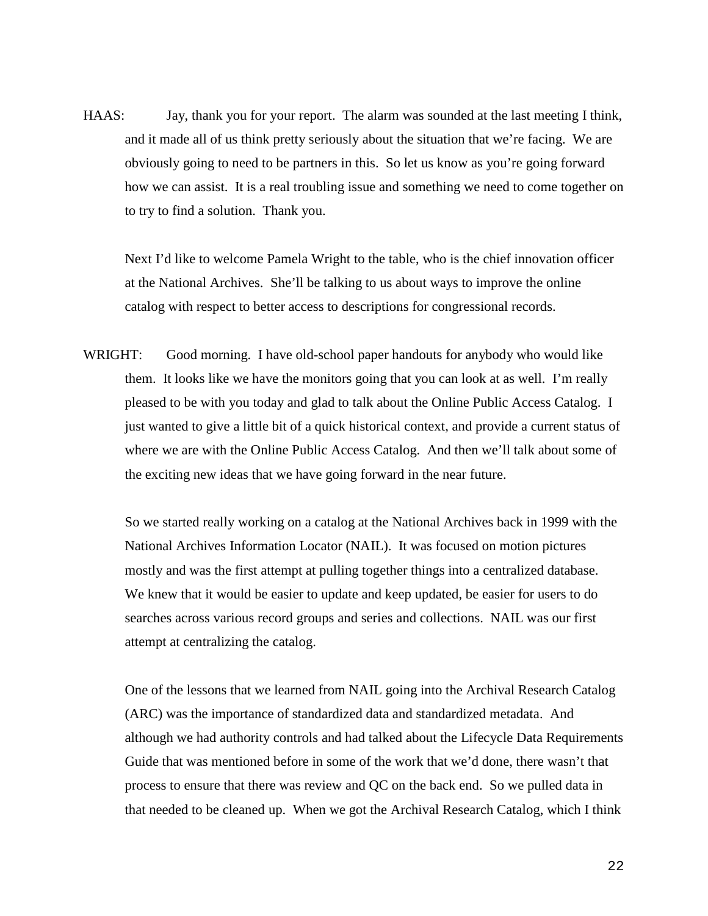HAAS: Jay, thank you for your report. The alarm was sounded at the last meeting I think, and it made all of us think pretty seriously about the situation that we're facing. We are obviously going to need to be partners in this. So let us know as you're going forward how we can assist. It is a real troubling issue and something we need to come together on to try to find a solution. Thank you.

Next I'd like to welcome Pamela Wright to the table, who is the chief innovation officer at the National Archives. She'll be talking to us about ways to improve the online catalog with respect to better access to descriptions for congressional records.

WRIGHT: Good morning. I have old-school paper handouts for anybody who would like them. It looks like we have the monitors going that you can look at as well. I'm really pleased to be with you today and glad to talk about the Online Public Access Catalog. I just wanted to give a little bit of a quick historical context, and provide a current status of where we are with the Online Public Access Catalog. And then we'll talk about some of the exciting new ideas that we have going forward in the near future.

So we started really working on a catalog at the National Archives back in 1999 with the National Archives Information Locator (NAIL). It was focused on motion pictures mostly and was the first attempt at pulling together things into a centralized database. We knew that it would be easier to update and keep updated, be easier for users to do searches across various record groups and series and collections. NAIL was our first attempt at centralizing the catalog.

One of the lessons that we learned from NAIL going into the Archival Research Catalog (ARC) was the importance of standardized data and standardized metadata. And although we had authority controls and had talked about the Lifecycle Data Requirements Guide that was mentioned before in some of the work that we'd done, there wasn't that process to ensure that there was review and QC on the back end. So we pulled data in that needed to be cleaned up. When we got the Archival Research Catalog, which I think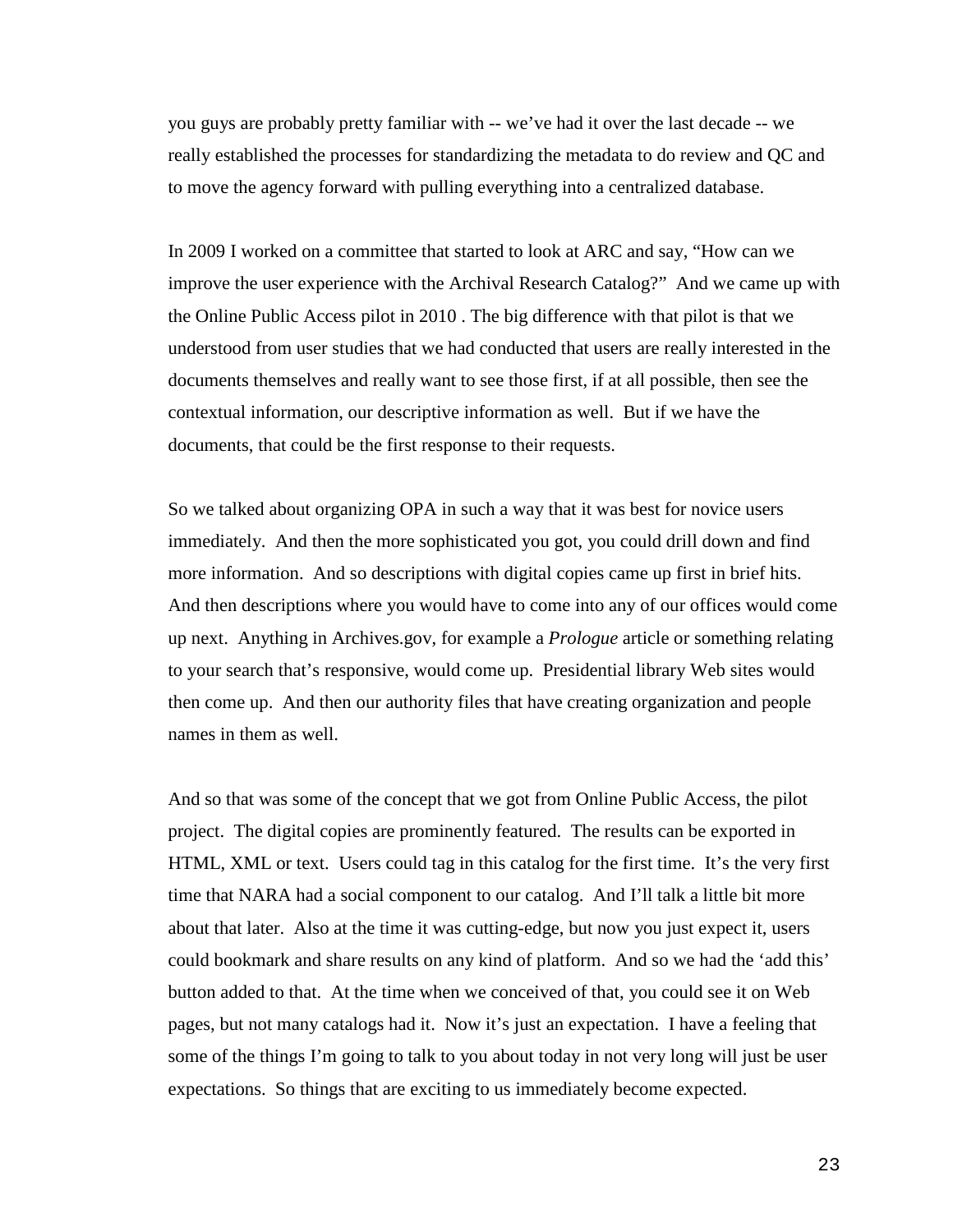you guys are probably pretty familiar with -- we've had it over the last decade -- we really established the processes for standardizing the metadata to do review and QC and to move the agency forward with pulling everything into a centralized database.

In 2009 I worked on a committee that started to look at ARC and say, "How can we improve the user experience with the Archival Research Catalog?" And we came up with the Online Public Access pilot in 2010 . The big difference with that pilot is that we understood from user studies that we had conducted that users are really interested in the documents themselves and really want to see those first, if at all possible, then see the contextual information, our descriptive information as well. But if we have the documents, that could be the first response to their requests.

So we talked about organizing OPA in such a way that it was best for novice users immediately. And then the more sophisticated you got, you could drill down and find more information. And so descriptions with digital copies came up first in brief hits. And then descriptions where you would have to come into any of our offices would come up next. Anything in Archives.gov, for example a *Prologue* article or something relating to your search that's responsive, would come up. Presidential library Web sites would then come up. And then our authority files that have creating organization and people names in them as well.

And so that was some of the concept that we got from Online Public Access, the pilot project. The digital copies are prominently featured. The results can be exported in HTML, XML or text. Users could tag in this catalog for the first time. It's the very first time that NARA had a social component to our catalog. And I'll talk a little bit more about that later. Also at the time it was cutting-edge, but now you just expect it, users could bookmark and share results on any kind of platform. And so we had the 'add this' button added to that. At the time when we conceived of that, you could see it on Web pages, but not many catalogs had it. Now it's just an expectation. I have a feeling that some of the things I'm going to talk to you about today in not very long will just be user expectations. So things that are exciting to us immediately become expected.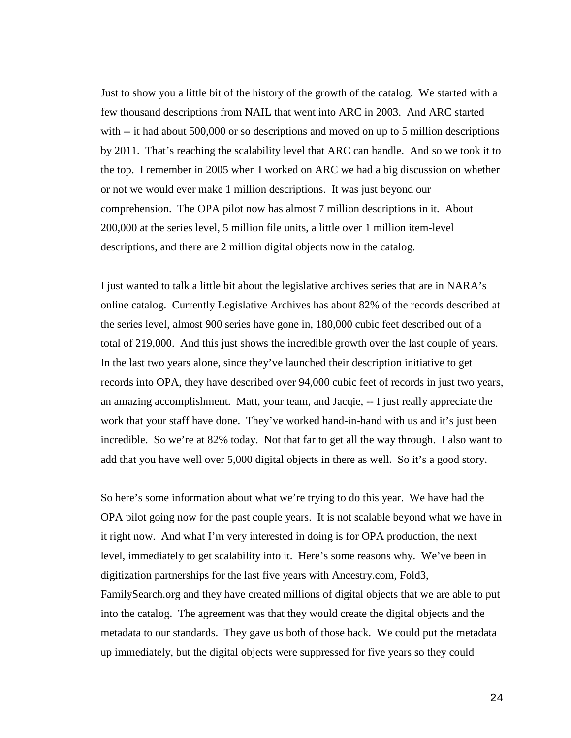Just to show you a little bit of the history of the growth of the catalog. We started with a few thousand descriptions from NAIL that went into ARC in 2003. And ARC started with -- it had about 500,000 or so descriptions and moved on up to 5 million descriptions by 2011. That's reaching the scalability level that ARC can handle. And so we took it to the top. I remember in 2005 when I worked on ARC we had a big discussion on whether or not we would ever make 1 million descriptions. It was just beyond our comprehension. The OPA pilot now has almost 7 million descriptions in it. About 200,000 at the series level, 5 million file units, a little over 1 million item-level descriptions, and there are 2 million digital objects now in the catalog.

I just wanted to talk a little bit about the legislative archives series that are in NARA's online catalog. Currently Legislative Archives has about 82% of the records described at the series level, almost 900 series have gone in, 180,000 cubic feet described out of a total of 219,000. And this just shows the incredible growth over the last couple of years. In the last two years alone, since they've launched their description initiative to get records into OPA, they have described over 94,000 cubic feet of records in just two years, an amazing accomplishment. Matt, your team, and Jacqie, -- I just really appreciate the work that your staff have done. They've worked hand-in-hand with us and it's just been incredible. So we're at 82% today. Not that far to get all the way through. I also want to add that you have well over 5,000 digital objects in there as well. So it's a good story.

So here's some information about what we're trying to do this year. We have had the OPA pilot going now for the past couple years. It is not scalable beyond what we have in it right now. And what I'm very interested in doing is for OPA production, the next level, immediately to get scalability into it. Here's some reasons why. We've been in digitization partnerships for the last five years with Ancestry.com, Fold3, FamilySearch.org and they have created millions of digital objects that we are able to put into the catalog. The agreement was that they would create the digital objects and the metadata to our standards. They gave us both of those back. We could put the metadata up immediately, but the digital objects were suppressed for five years so they could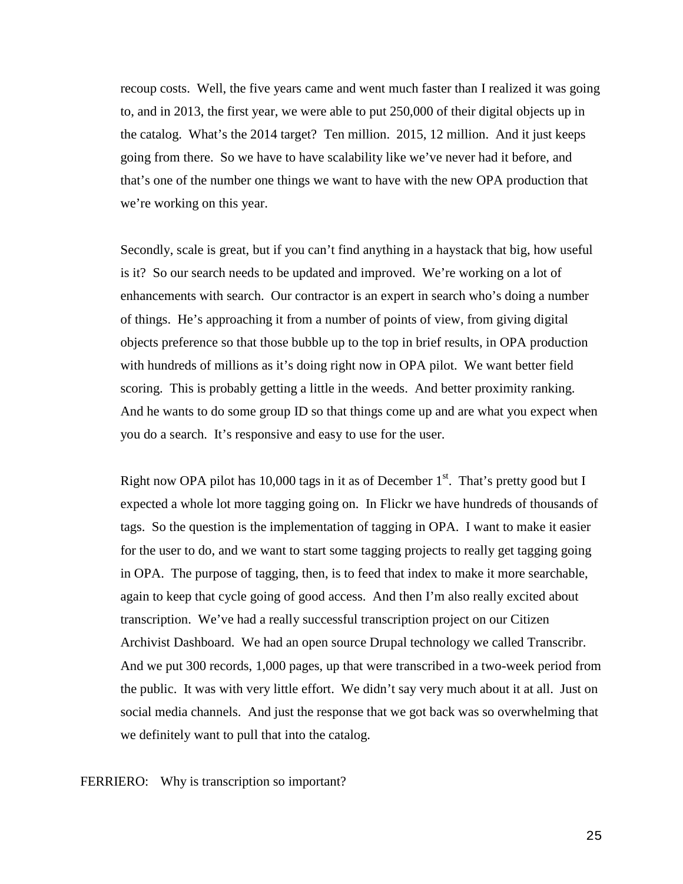recoup costs. Well, the five years came and went much faster than I realized it was going to, and in 2013, the first year, we were able to put 250,000 of their digital objects up in the catalog. What's the 2014 target? Ten million. 2015, 12 million. And it just keeps going from there. So we have to have scalability like we've never had it before, and that's one of the number one things we want to have with the new OPA production that we're working on this year.

Secondly, scale is great, but if you can't find anything in a haystack that big, how useful is it? So our search needs to be updated and improved. We're working on a lot of enhancements with search. Our contractor is an expert in search who's doing a number of things. He's approaching it from a number of points of view, from giving digital objects preference so that those bubble up to the top in brief results, in OPA production with hundreds of millions as it's doing right now in OPA pilot. We want better field scoring. This is probably getting a little in the weeds. And better proximity ranking. And he wants to do some group ID so that things come up and are what you expect when you do a search. It's responsive and easy to use for the user.

Right now OPA pilot has 10,000 tags in it as of December 1st. That's pretty good but I expected a whole lot more tagging going on. In Flickr we have hundreds of thousands of tags. So the question is the implementation of tagging in OPA. I want to make it easier for the user to do, and we want to start some tagging projects to really get tagging going in OPA. The purpose of tagging, then, is to feed that index to make it more searchable, again to keep that cycle going of good access. And then I'm also really excited about transcription. We've had a really successful transcription project on our Citizen Archivist Dashboard. We had an open source Drupal technology we called Transcribr. And we put 300 records, 1,000 pages, up that were transcribed in a two-week period from the public. It was with very little effort. We didn't say very much about it at all. Just on social media channels. And just the response that we got back was so overwhelming that we definitely want to pull that into the catalog.

FERRIERO: Why is transcription so important?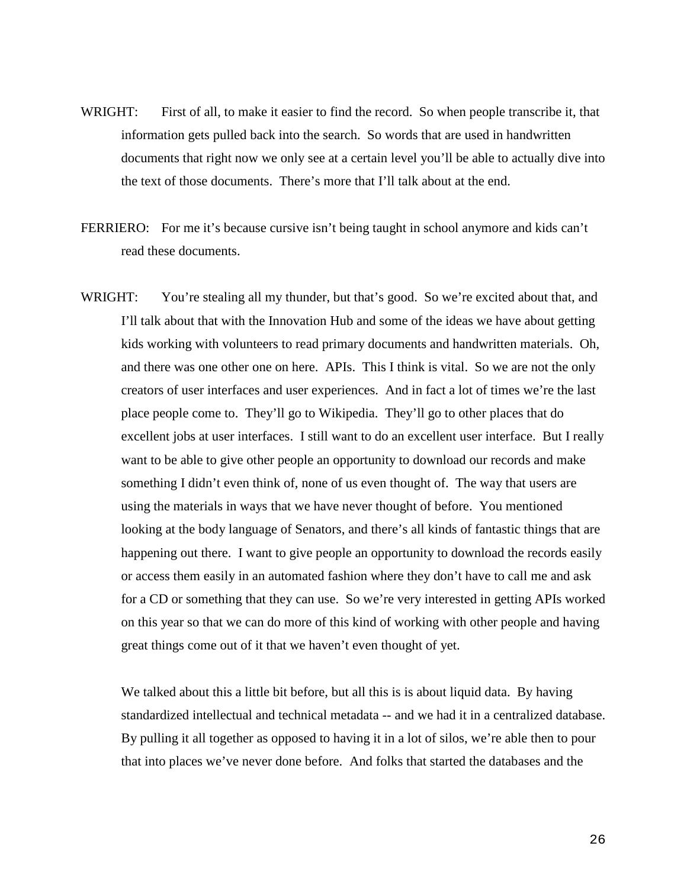WRIGHT: First of all, to make it easier to find the record. So when people transcribe it, that information gets pulled back into the search. So words that are used in handwritten documents that right now we only see at a certain level you'll be able to actually dive into the text of those documents. There's more that I'll talk about at the end.

FERRIERO: For me it's because cursive isn't being taught in school anymore and kids can't read these documents.

WRIGHT: You're stealing all my thunder, but that's good. So we're excited about that, and I'll talk about that with the Innovation Hub and some of the ideas we have about getting kids working with volunteers to read primary documents and handwritten materials. Oh, and there was one other one on here. APIs. This I think is vital. So we are not the only creators of user interfaces and user experiences. And in fact a lot of times we're the last place people come to. They'll go to Wikipedia. They'll go to other places that do excellent jobs at user interfaces. I still want to do an excellent user interface. But I really want to be able to give other people an opportunity to download our records and make something I didn't even think of, none of us even thought of. The way that users are using the materials in ways that we have never thought of before. You mentioned looking at the body language of Senators, and there's all kinds of fantastic things that are happening out there. I want to give people an opportunity to download the records easily or access them easily in an automated fashion where they don't have to call me and ask for a CD or something that they can use. So we're very interested in getting APIs worked on this year so that we can do more of this kind of working with other people and having great things come out of it that we haven't even thought of yet.

We talked about this a little bit before, but all this is is about liquid data. By having standardized intellectual and technical metadata -- and we had it in a centralized database. By pulling it all together as opposed to having it in a lot of silos, we're able then to pour that into places we've never done before. And folks that started the databases and the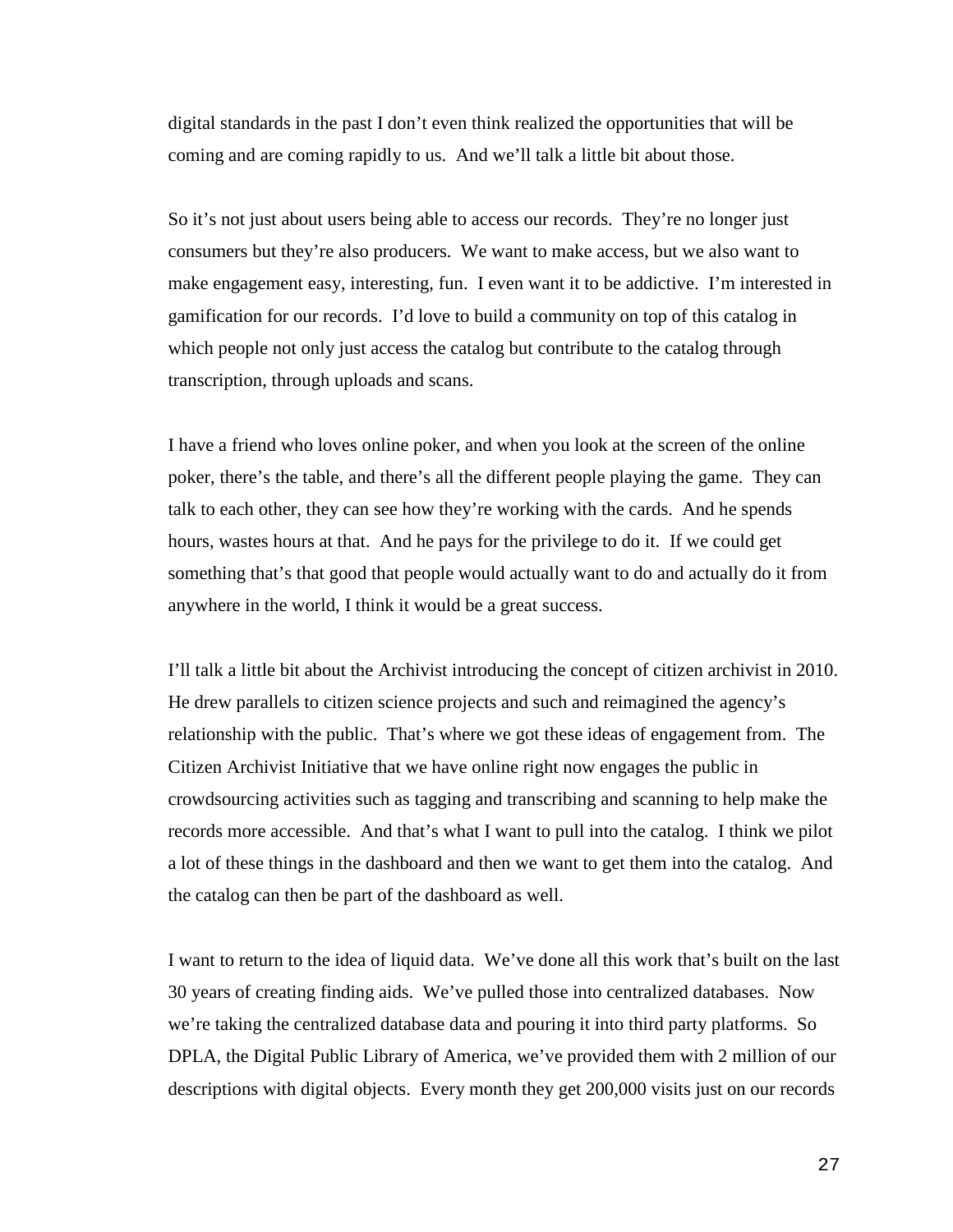digital standards in the past I don't even think realized the opportunities that will be coming and are coming rapidly to us. And we'll talk a little bit about those.

So it's not just about users being able to access our records. They're no longer just consumers but they're also producers. We want to make access, but we also want to make engagement easy, interesting, fun. I even want it to be addictive. I'm interested in gamification for our records. I'd love to build a community on top of this catalog in which people not only just access the catalog but contribute to the catalog through transcription, through uploads and scans.

I have a friend who loves online poker, and when you look at the screen of the online poker, there's the table, and there's all the different people playing the game. They can talk to each other, they can see how they're working with the cards. And he spends hours, wastes hours at that. And he pays for the privilege to do it. If we could get something that's that good that people would actually want to do and actually do it from anywhere in the world, I think it would be a great success.

I'll talk a little bit about the Archivist introducing the concept of citizen archivist in 2010. He drew parallels to citizen science projects and such and reimagined the agency's relationship with the public. That's where we got these ideas of engagement from. The Citizen Archivist Initiative that we have online right now engages the public in crowdsourcing activities such as tagging and transcribing and scanning to help make the records more accessible. And that's what I want to pull into the catalog. I think we pilot a lot of these things in the dashboard and then we want to get them into the catalog. And the catalog can then be part of the dashboard as well.

I want to return to the idea of liquid data. We've done all this work that's built on the last 30 years of creating finding aids. We've pulled those into centralized databases. Now we're taking the centralized database data and pouring it into third party platforms. So DPLA, the Digital Public Library of America, we've provided them with 2 million of our descriptions with digital objects. Every month they get 200,000 visits just on our records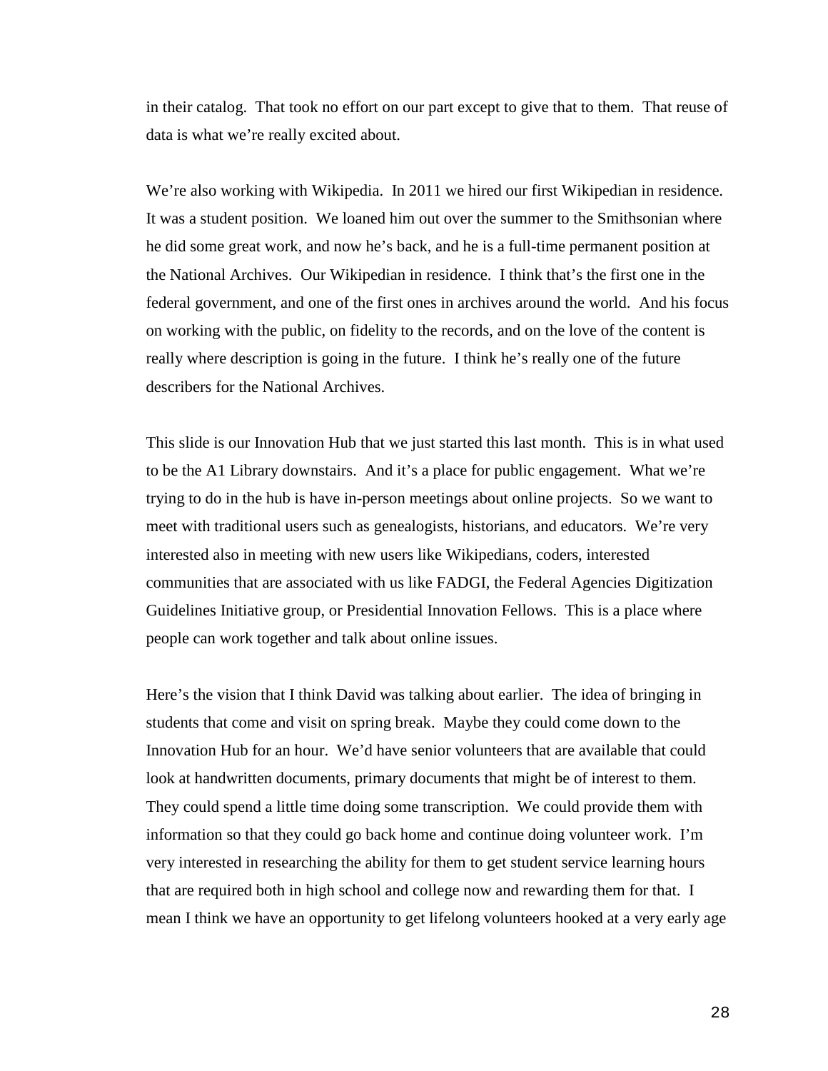in their catalog. That took no effort on our part except to give that to them. That reuse of data is what we're really excited about.

We're also working with Wikipedia. In 2011 we hired our first Wikipedian in residence. It was a student position. We loaned him out over the summer to the Smithsonian where he did some great work, and now he's back, and he is a full-time permanent position at the National Archives. Our Wikipedian in residence. I think that's the first one in the federal government, and one of the first ones in archives around the world. And his focus on working with the public, on fidelity to the records, and on the love of the content is really where description is going in the future. I think he's really one of the future describers for the National Archives.

This slide is our Innovation Hub that we just started this last month. This is in what used to be the A1 Library downstairs. And it's a place for public engagement. What we're trying to do in the hub is have in-person meetings about online projects. So we want to meet with traditional users such as genealogists, historians, and educators. We're very interested also in meeting with new users like Wikipedians, coders, interested communities that are associated with us like FADGI, the Federal Agencies Digitization Guidelines Initiative group, or Presidential Innovation Fellows. This is a place where people can work together and talk about online issues.

Here's the vision that I think David was talking about earlier. The idea of bringing in students that come and visit on spring break. Maybe they could come down to the Innovation Hub for an hour. We'd have senior volunteers that are available that could look at handwritten documents, primary documents that might be of interest to them. They could spend a little time doing some transcription. We could provide them with information so that they could go back home and continue doing volunteer work. I'm very interested in researching the ability for them to get student service learning hours that are required both in high school and college now and rewarding them for that. I mean I think we have an opportunity to get lifelong volunteers hooked at a very early age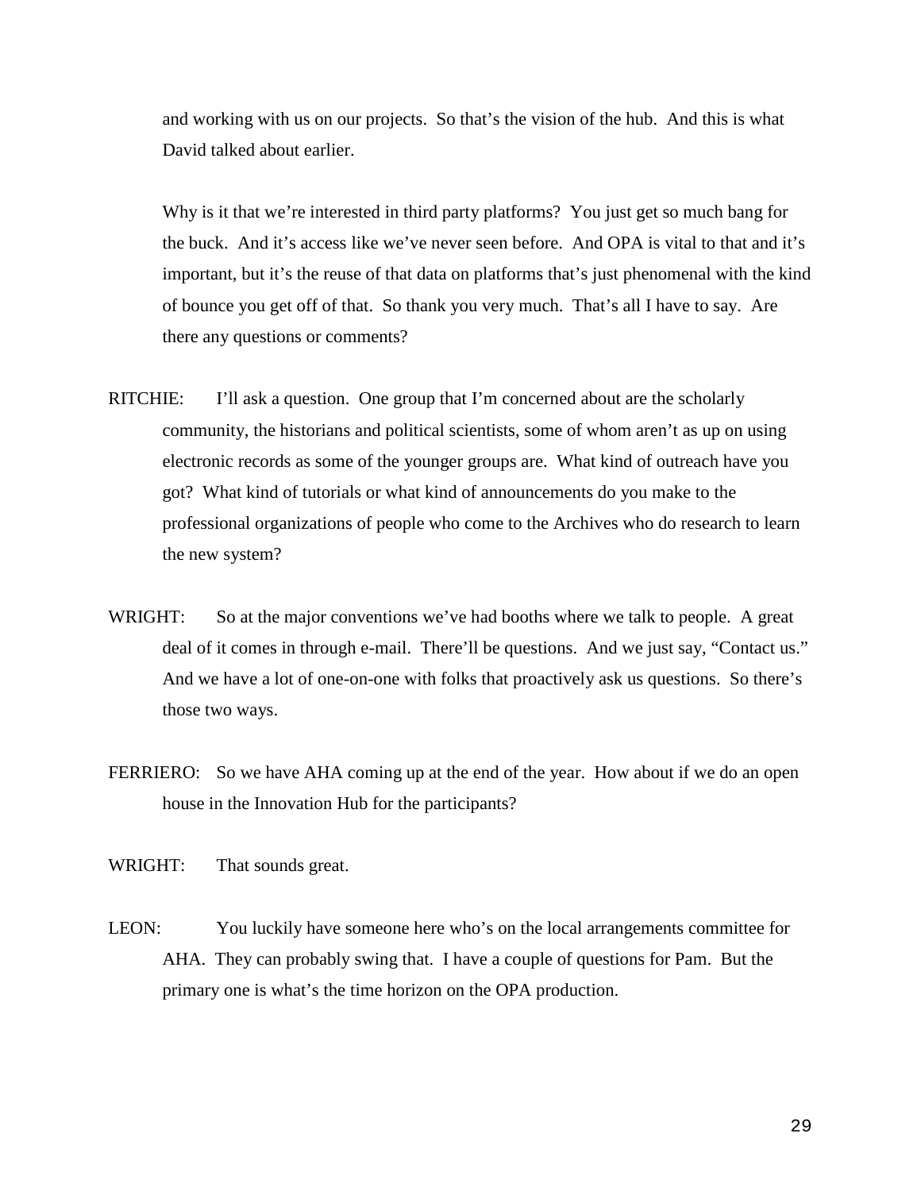and working with us on our projects. So that's the vision of the hub. And this is what David talked about earlier.

Why is it that we're interested in third party platforms? You just get so much bang for the buck. And it's access like we've never seen before. And OPA is vital to that and it's important, but it's the reuse of that data on platforms that's just phenomenal with the kind of bounce you get off of that. So thank you very much. That's all I have to say. Are there any questions or comments?

RITCHIE: I'll ask a question. One group that I'm concerned about are the scholarly community, the historians and political scientists, some of whom aren't as up on using electronic records as some of the younger groups are. What kind of outreach have you got? What kind of tutorials or what kind of announcements do you make to the professional organizations of people who come to the Archives who do research to learn the new system?

WRIGHT: So at the major conventions we've had booths where we talk to people. A great deal of it comes in through e-mail. There'll be questions. And we just say, "Contact us." And we have a lot of one-on-one with folks that proactively ask us questions. So there's those two ways.

FERRIERO: So we have AHA coming up at the end of the year. How about if we do an open house in the Innovation Hub for the participants?

WRIGHT: That sounds great.

LEON: You luckily have someone here who's on the local arrangements committee for AHA. They can probably swing that. I have a couple of questions for Pam. But the primary one is what's the time horizon on the OPA production.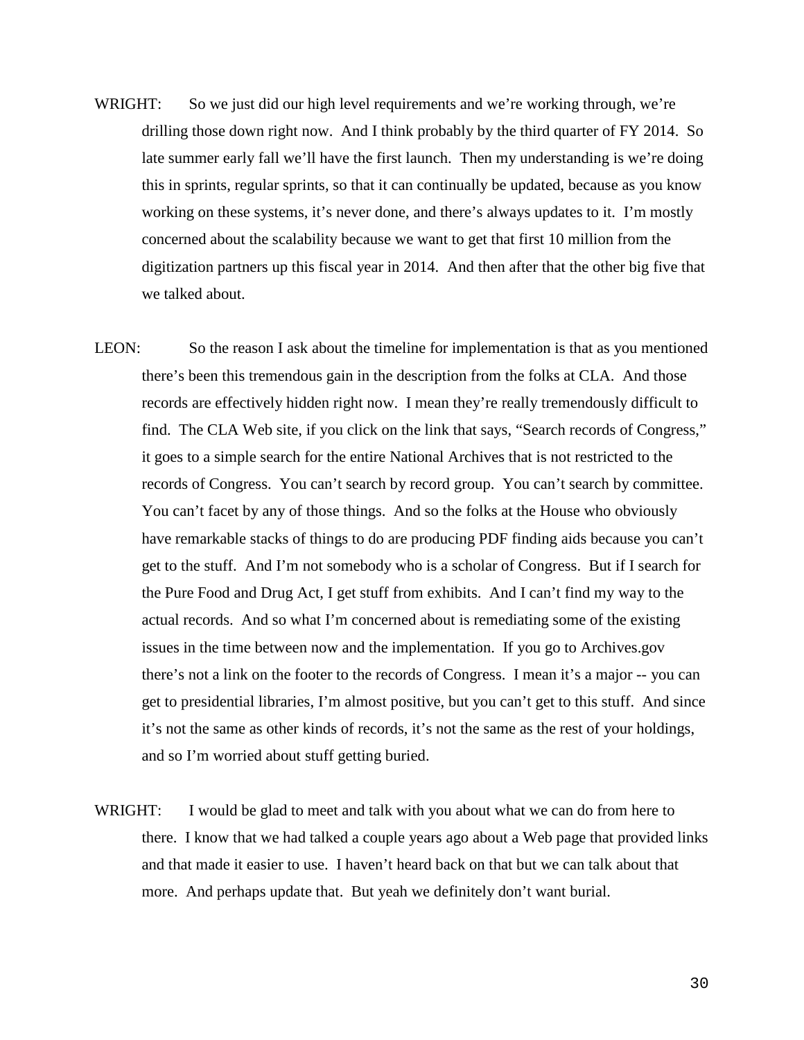WRIGHT: So we just did our high level requirements and we're working through, we're drilling those down right now. And I think probably by the third quarter of FY 2014. So late summer early fall we'll have the first launch. Then my understanding is we're doing this in sprints, regular sprints, so that it can continually be updated, because as you know working on these systems, it's never done, and there's always updates to it. I'm mostly concerned about the scalability because we want to get that first 10 million from the digitization partners up this fiscal year in 2014. And then after that the other big five that we talked about.

LEON: So the reason I ask about the timeline for implementation is that as you mentioned there's been this tremendous gain in the description from the folks at CLA. And those records are effectively hidden right now. I mean they're really tremendously difficult to find. The CLA Web site, if you click on the link that says, "Search records of Congress," it goes to a simple search for the entire National Archives that is not restricted to the records of Congress. You can't search by record group. You can't search by committee. You can't facet by any of those things. And so the folks at the House who obviously have remarkable stacks of things to do are producing PDF finding aids because you can't get to the stuff. And I'm not somebody who is a scholar of Congress. But if I search for the Pure Food and Drug Act, I get stuff from exhibits. And I can't find my way to the actual records. And so what I'm concerned about is remediating some of the existing issues in the time between now and the implementation. If you go to Archives.gov there's not a link on the footer to the records of Congress. I mean it's a major -- you can get to presidential libraries, I'm almost positive, but you can't get to this stuff. And since it's not the same as other kinds of records, it's not the same as the rest of your holdings, and so I'm worried about stuff getting buried.

WRIGHT: I would be glad to meet and talk with you about what we can do from here to there. I know that we had talked a couple years ago about a Web page that provided links and that made it easier to use. I haven't heard back on that but we can talk about that more. And perhaps update that. But yeah we definitely don't want burial.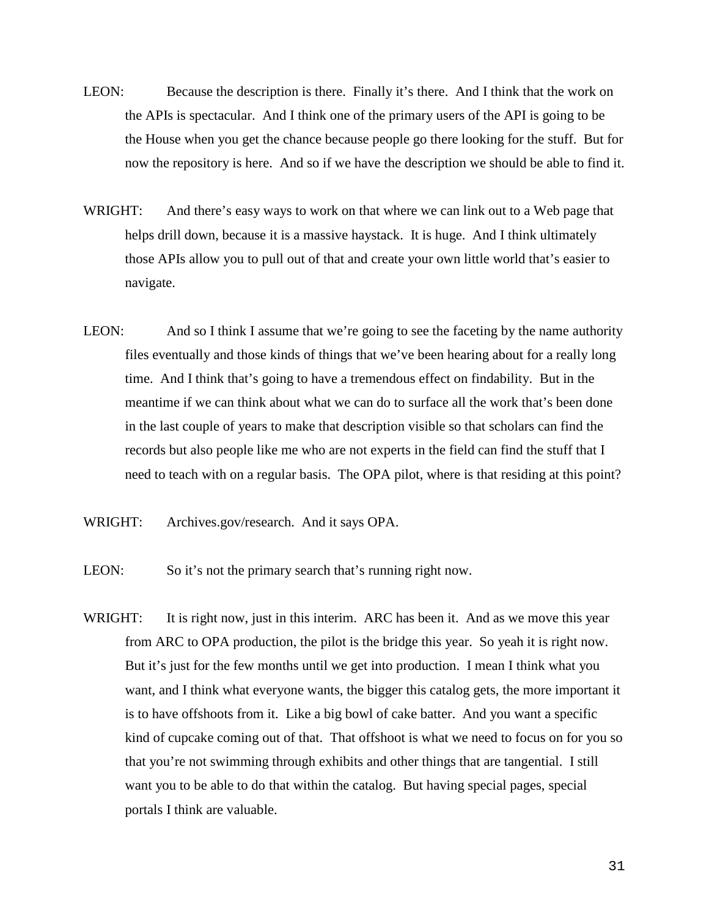LEON: Because the description is there. Finally it's there. And I think that the work on the APIs is spectacular. And I think one of the primary users of the API is going to be the House when you get the chance because people go there looking for the stuff. But for now the repository is here. And so if we have the description we should be able to find it.

WRIGHT: And there's easy ways to work on that where we can link out to a Web page that helps drill down, because it is a massive haystack. It is huge. And I think ultimately those APIs allow you to pull out of that and create your own little world that's easier to navigate.

LEON: And so I think I assume that we're going to see the faceting by the name authority files eventually and those kinds of things that we've been hearing about for a really long time. And I think that's going to have a tremendous effect on findability. But in the meantime if we can think about what we can do to surface all the work that's been done in the last couple of years to make that description visible so that scholars can find the records but also people like me who are not experts in the field can find the stuff that I need to teach with on a regular basis. The OPA pilot, where is that residing at this point?

WRIGHT: Archives.gov/research. And it says OPA.

LEON: So it's not the primary search that's running right now.

WRIGHT: It is right now, just in this interim. ARC has been it. And as we move this year from ARC to OPA production, the pilot is the bridge this year. So yeah it is right now. But it's just for the few months until we get into production. I mean I think what you want, and I think what everyone wants, the bigger this catalog gets, the more important it is to have offshoots from it. Like a big bowl of cake batter. And you want a specific kind of cupcake coming out of that. That offshoot is what we need to focus on for you so that you're not swimming through exhibits and other things that are tangential. I still want you to be able to do that within the catalog. But having special pages, special portals I think are valuable.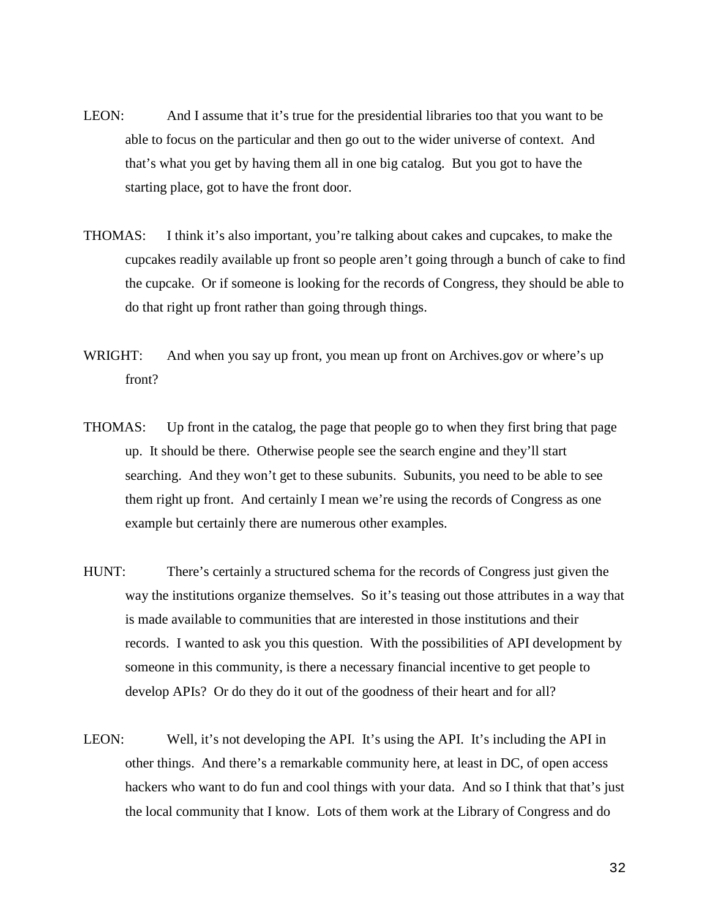LEON: And I assume that it's true for the presidential libraries too that you want to be able to focus on the particular and then go out to the wider universe of context. And that's what you get by having them all in one big catalog. But you got to have the starting place, got to have the front door.

THOMAS: I think it's also important, you're talking about cakes and cupcakes, to make the cupcakes readily available up front so people aren't going through a bunch of cake to find the cupcake. Or if someone is looking for the records of Congress, they should be able to do that right up front rather than going through things.

WRIGHT: And when you say up front, you mean up front on Archives.gov or where's up front?

THOMAS: Up front in the catalog, the page that people go to when they first bring that page up. It should be there. Otherwise people see the search engine and they'll start searching. And they won't get to these subunits. Subunits, you need to be able to see them right up front. And certainly I mean we're using the records of Congress as one example but certainly there are numerous other examples.

HUNT: There's certainly a structured schema for the records of Congress just given the way the institutions organize themselves. So it's teasing out those attributes in a way that is made available to communities that are interested in those institutions and their records. I wanted to ask you this question. With the possibilities of API development by someone in this community, is there a necessary financial incentive to get people to develop APIs? Or do they do it out of the goodness of their heart and for all?

LEON: Well, it's not developing the API. It's using the API. It's including the API in other things. And there's a remarkable community here, at least in DC, of open access hackers who want to do fun and cool things with your data. And so I think that that's just the local community that I know. Lots of them work at the Library of Congress and do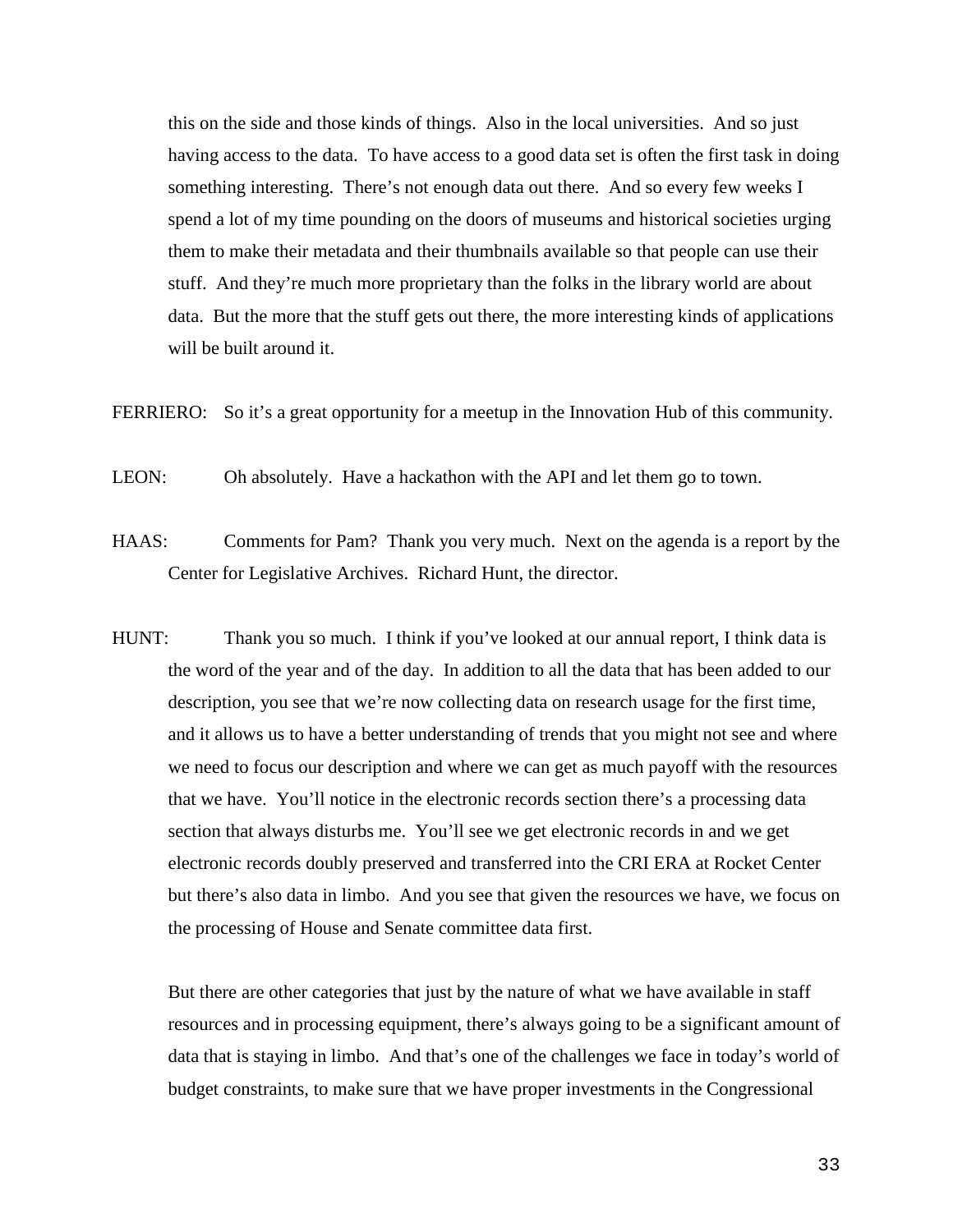this on the side and those kinds of things. Also in the local universities. And so just having access to the data. To have access to a good data set is often the first task in doing something interesting. There's not enough data out there. And so every few weeks I spend a lot of my time pounding on the doors of museums and historical societies urging them to make their metadata and their thumbnails available so that people can use their stuff. And they're much more proprietary than the folks in the library world are about data. But the more that the stuff gets out there, the more interesting kinds of applications will be built around it.

FERRIERO: So it's a great opportunity for a meetup in the Innovation Hub of this community.

LEON: Oh absolutely. Have a hackathon with the API and let them go to town.

HAAS: Comments for Pam? Thank you very much. Next on the agenda is a report by the Center for Legislative Archives. Richard Hunt, the director.

HUNT: Thank you so much. I think if you've looked at our annual report, I think data is the word of the year and of the day. In addition to all the data that has been added to our description, you see that we're now collecting data on research usage for the first time, and it allows us to have a better understanding of trends that you might not see and where we need to focus our description and where we can get as much payoff with the resources that we have. You'll notice in the electronic records section there's a processing data section that always disturbs me. You'll see we get electronic records in and we get electronic records doubly preserved and transferred into the CRI ERA at Rocket Center but there's also data in limbo. And you see that given the resources we have, we focus on the processing of House and Senate committee data first.

But there are other categories that just by the nature of what we have available in staff resources and in processing equipment, there's always going to be a significant amount of data that is staying in limbo. And that's one of the challenges we face in today's world of budget constraints, to make sure that we have proper investments in the Congressional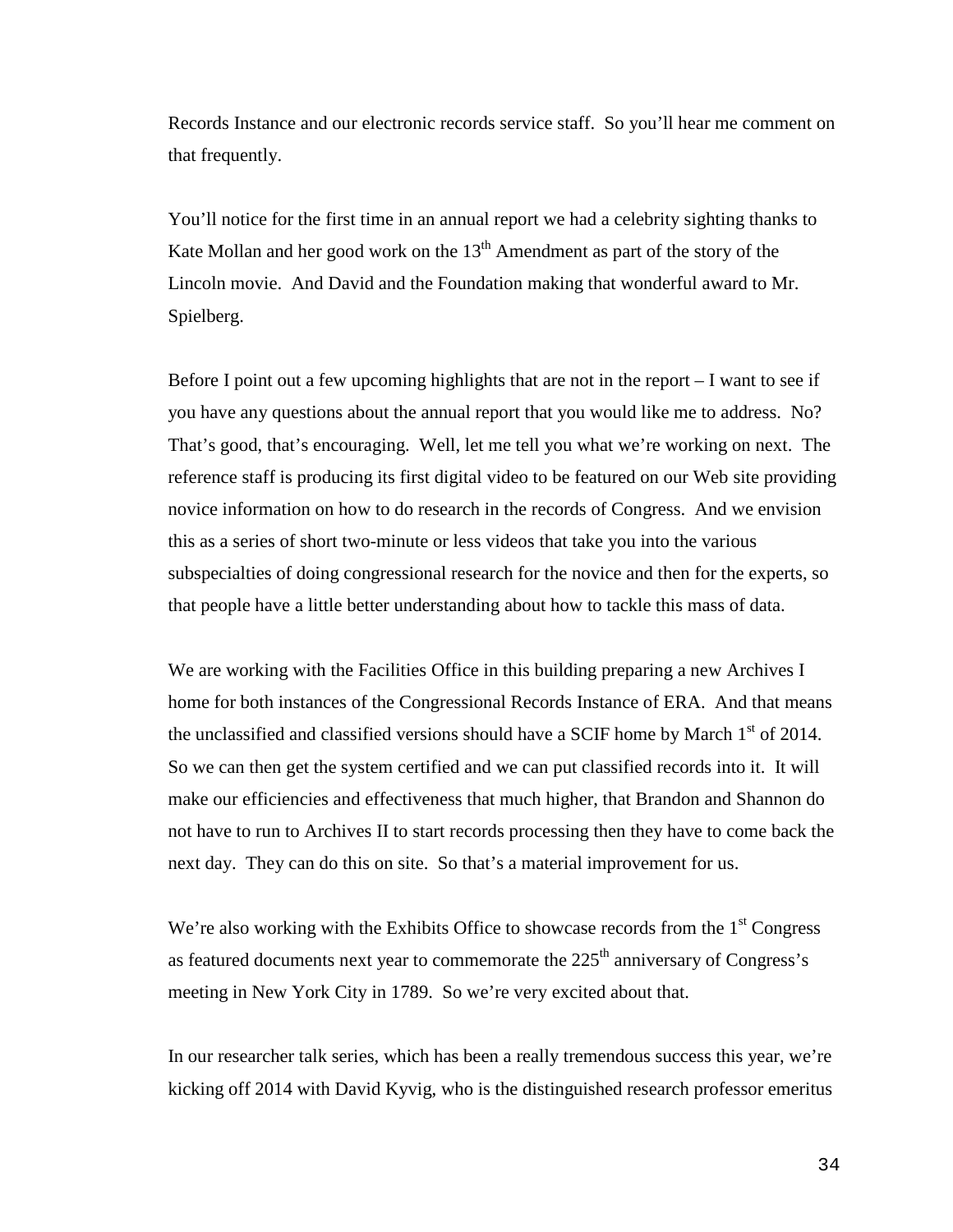Records Instance and our electronic records service staff. So you'll hear me comment on that frequently.

You'll notice for the first time in an annual report we had a celebrity sighting thanks to Kate Mollan and her good work on the 13th Amendment as part of the story of the Lincoln movie. And David and the Foundation making that wonderful award to Mr. Spielberg.

Before I point out a few upcoming highlights that are not in the report – I want to see if you have any questions about the annual report that you would like me to address. No? That's good, that's encouraging. Well, let me tell you what we're working on next. The reference staff is producing its first digital video to be featured on our Web site providing novice information on how to do research in the records of Congress. And we envision this as a series of short two-minute or less videos that take you into the various subspecialties of doing congressional research for the novice and then for the experts, so that people have a little better understanding about how to tackle this mass of data.

We are working with the Facilities Office in this building preparing a new Archives I home for both instances of the Congressional Records Instance of ERA. And that means the unclassified and classified versions should have a SCIF home by March 1st of 2014. So we can then get the system certified and we can put classified records into it. It will make our efficiencies and effectiveness that much higher, that Brandon and Shannon do not have to run to Archives II to start records processing then they have to come back the next day. They can do this on site. So that's a material improvement for us.

We're also working with the Exhibits Office to showcase records from the 1st Congress as featured documents next year to commemorate the 225th anniversary of Congress's meeting in New York City in 1789. So we're very excited about that.

In our researcher talk series, which has been a really tremendous success this year, we're kicking off 2014 with David Kyvig, who is the distinguished research professor emeritus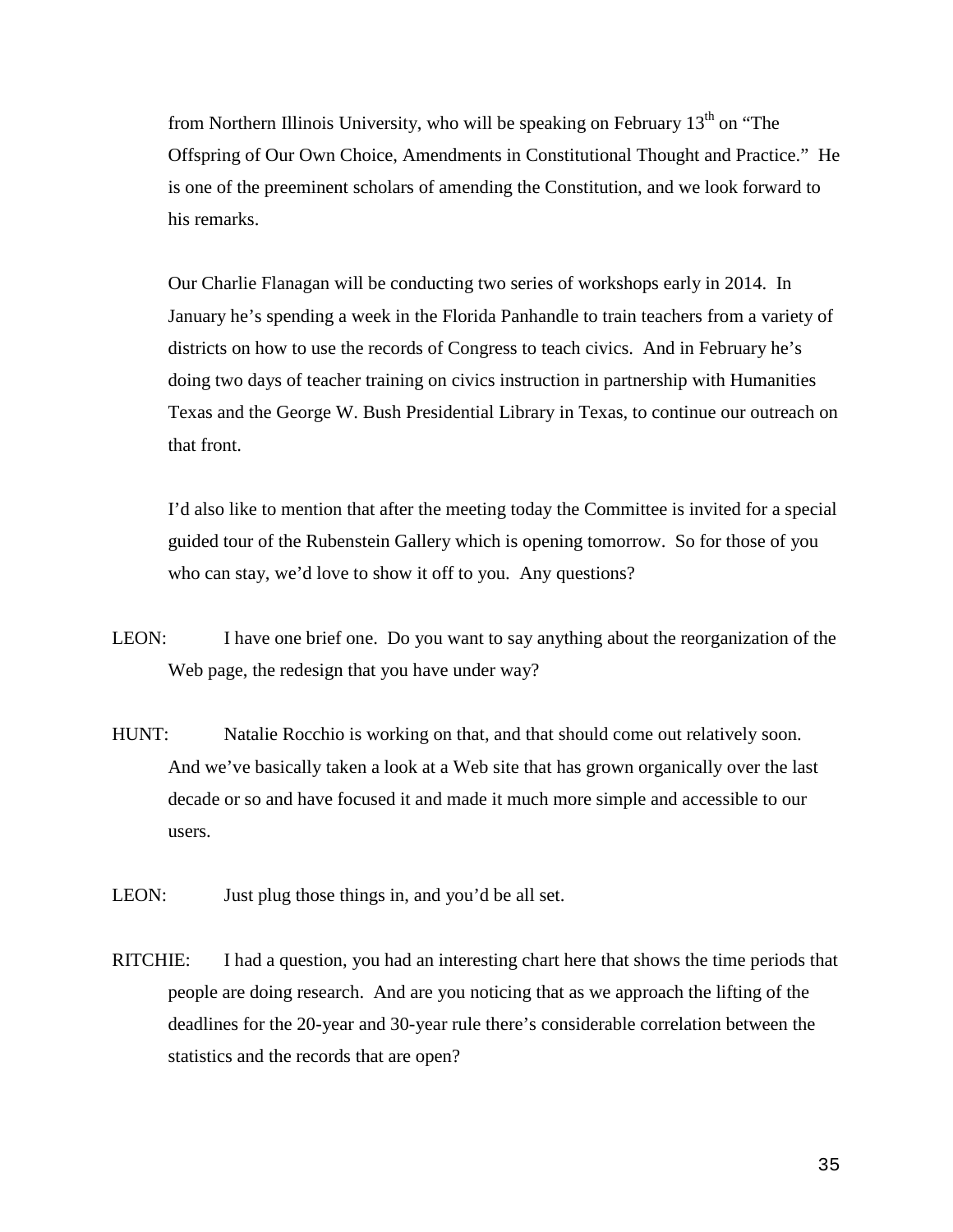from Northern Illinois University, who will be speaking on February 13th on "The Offspring of Our Own Choice, Amendments in Constitutional Thought and Practice." He is one of the preeminent scholars of amending the Constitution, and we look forward to his remarks.

Our Charlie Flanagan will be conducting two series of workshops early in 2014. In January he's spending a week in the Florida Panhandle to train teachers from a variety of districts on how to use the records of Congress to teach civics. And in February he's doing two days of teacher training on civics instruction in partnership with Humanities Texas and the George W. Bush Presidential Library in Texas, to continue our outreach on that front.

I'd also like to mention that after the meeting today the Committee is invited for a special guided tour of the Rubenstein Gallery which is opening tomorrow. So for those of you who can stay, we'd love to show it off to you. Any questions?

LEON: I have one brief one. Do you want to say anything about the reorganization of the Web page, the redesign that you have under way?

HUNT: Natalie Rocchio is working on that, and that should come out relatively soon. And we've basically taken a look at a Web site that has grown organically over the last decade or so and have focused it and made it much more simple and accessible to our users.

LEON: Just plug those things in, and you'd be all set.

RITCHIE: I had a question, you had an interesting chart here that shows the time periods that people are doing research. And are you noticing that as we approach the lifting of the deadlines for the 20-year and 30-year rule there's considerable correlation between the statistics and the records that are open?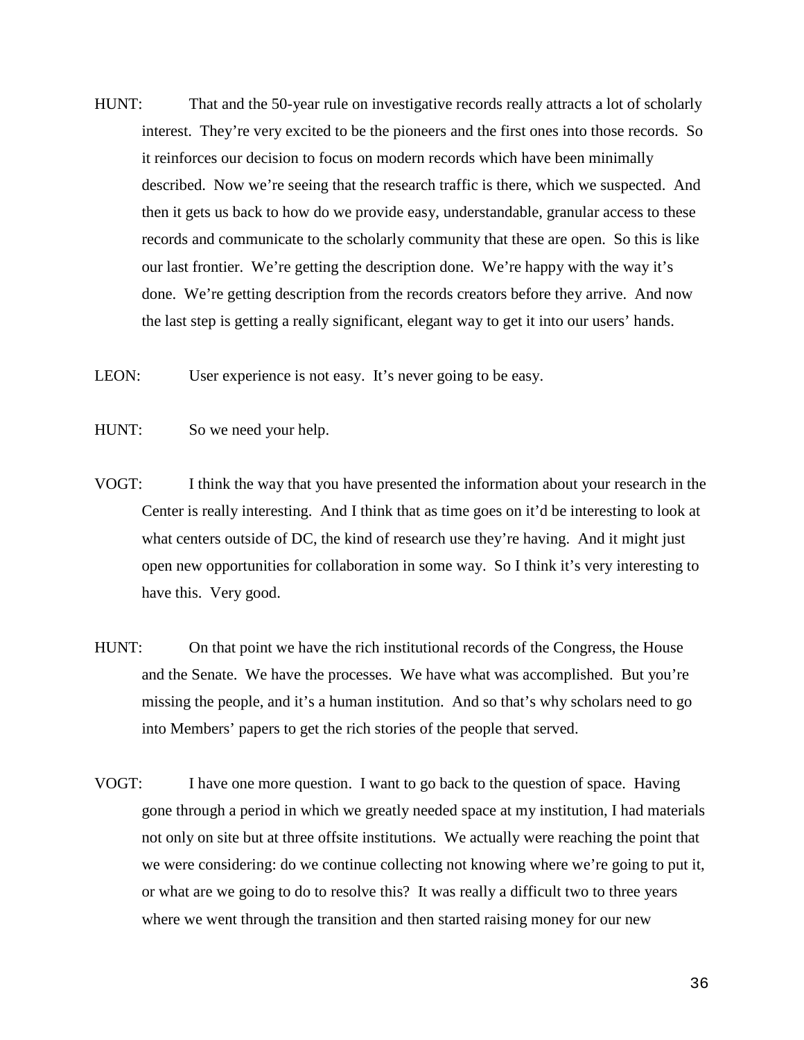HUNT: That and the 50-year rule on investigative records really attracts a lot of scholarly interest. They're very excited to be the pioneers and the first ones into those records. So it reinforces our decision to focus on modern records which have been minimally described. Now we're seeing that the research traffic is there, which we suspected. And then it gets us back to how do we provide easy, understandable, granular access to these records and communicate to the scholarly community that these are open. So this is like our last frontier. We're getting the description done. We're happy with the way it's done. We're getting description from the records creators before they arrive. And now the last step is getting a really significant, elegant way to get it into our users' hands.

LEON: User experience is not easy. It's never going to be easy.

HUNT: So we need your help.

VOGT: I think the way that you have presented the information about your research in the Center is really interesting. And I think that as time goes on it'd be interesting to look at what centers outside of DC, the kind of research use they're having. And it might just open new opportunities for collaboration in some way. So I think it's very interesting to have this. Very good.

HUNT: On that point we have the rich institutional records of the Congress, the House and the Senate. We have the processes. We have what was accomplished. But you're missing the people, and it's a human institution. And so that's why scholars need to go into Members' papers to get the rich stories of the people that served.

VOGT: I have one more question. I want to go back to the question of space. Having gone through a period in which we greatly needed space at my institution, I had materials not only on site but at three offsite institutions. We actually were reaching the point that we were considering: do we continue collecting not knowing where we're going to put it, or what are we going to do to resolve this? It was really a difficult two to three years where we went through the transition and then started raising money for our new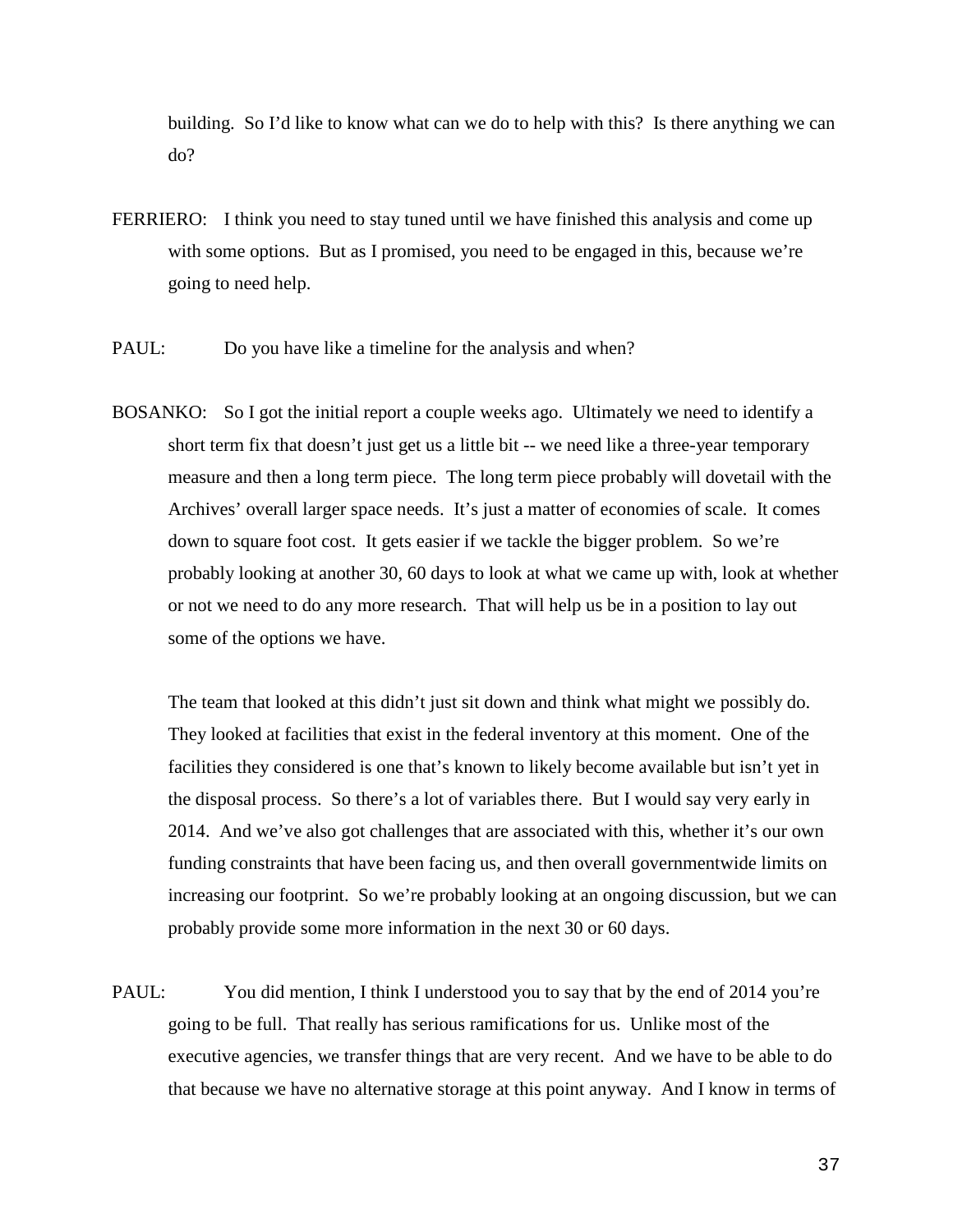building. So I'd like to know what can we do to help with this? Is there anything we can do?

FERRIERO: I think you need to stay tuned until we have finished this analysis and come up with some options. But as I promised, you need to be engaged in this, because we're going to need help.

PAUL: Do you have like a timeline for the analysis and when?

BOSANKO: So I got the initial report a couple weeks ago. Ultimately we need to identify a short term fix that doesn't just get us a little bit -- we need like a three-year temporary measure and then a long term piece. The long term piece probably will dovetail with the Archives' overall larger space needs. It's just a matter of economies of scale. It comes down to square foot cost. It gets easier if we tackle the bigger problem. So we're probably looking at another 30, 60 days to look at what we came up with, look at whether or not we need to do any more research. That will help us be in a position to lay out some of the options we have.

The team that looked at this didn't just sit down and think what might we possibly do. They looked at facilities that exist in the federal inventory at this moment. One of the facilities they considered is one that's known to likely become available but isn't yet in the disposal process. So there's a lot of variables there. But I would say very early in 2014. And we've also got challenges that are associated with this, whether it's our own funding constraints that have been facing us, and then overall governmentwide limits on increasing our footprint. So we're probably looking at an ongoing discussion, but we can probably provide some more information in the next 30 or 60 days.

PAUL: You did mention, I think I understood you to say that by the end of 2014 you're going to be full. That really has serious ramifications for us. Unlike most of the executive agencies, we transfer things that are very recent. And we have to be able to do that because we have no alternative storage at this point anyway. And I know in terms of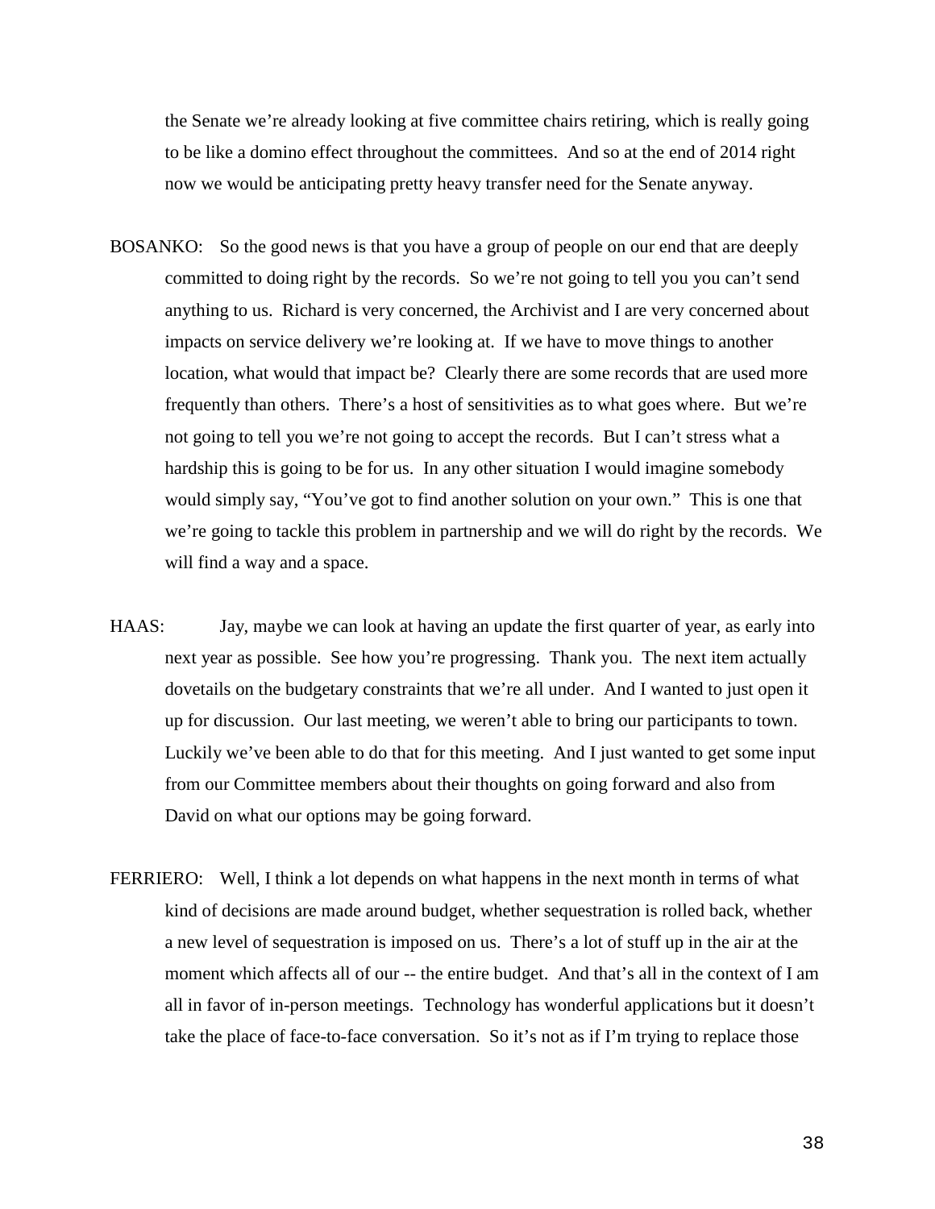the Senate we're already looking at five committee chairs retiring, which is really going to be like a domino effect throughout the committees. And so at the end of 2014 right now we would be anticipating pretty heavy transfer need for the Senate anyway.

BOSANKO: So the good news is that you have a group of people on our end that are deeply committed to doing right by the records. So we're not going to tell you you can't send anything to us. Richard is very concerned, the Archivist and I are very concerned about impacts on service delivery we're looking at. If we have to move things to another location, what would that impact be? Clearly there are some records that are used more frequently than others. There's a host of sensitivities as to what goes where. But we're not going to tell you we're not going to accept the records. But I can't stress what a hardship this is going to be for us. In any other situation I would imagine somebody would simply say, "You've got to find another solution on your own." This is one that we're going to tackle this problem in partnership and we will do right by the records. We will find a way and a space.

HAAS: Jay, maybe we can look at having an update the first quarter of year, as early into next year as possible. See how you're progressing. Thank you. The next item actually dovetails on the budgetary constraints that we're all under. And I wanted to just open it up for discussion. Our last meeting, we weren't able to bring our participants to town. Luckily we've been able to do that for this meeting. And I just wanted to get some input from our Committee members about their thoughts on going forward and also from David on what our options may be going forward.

FERRIERO: Well, I think a lot depends on what happens in the next month in terms of what kind of decisions are made around budget, whether sequestration is rolled back, whether a new level of sequestration is imposed on us. There's a lot of stuff up in the air at the moment which affects all of our -- the entire budget. And that's all in the context of I am all in favor of in-person meetings. Technology has wonderful applications but it doesn't take the place of face-to-face conversation. So it's not as if I'm trying to replace those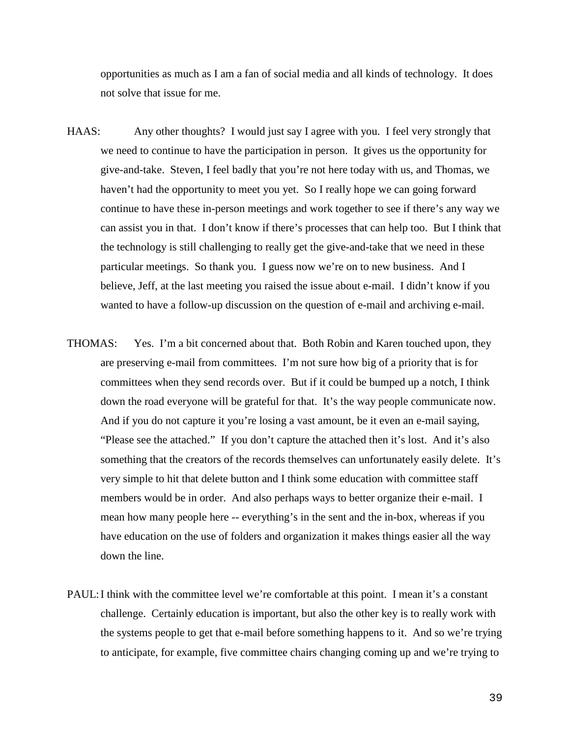opportunities as much as I am a fan of social media and all kinds of technology. It does not solve that issue for me.

HAAS: Any other thoughts? I would just say I agree with you. I feel very strongly that we need to continue to have the participation in person. It gives us the opportunity for give-and-take. Steven, I feel badly that you're not here today with us, and Thomas, we haven't had the opportunity to meet you yet. So I really hope we can going forward continue to have these in-person meetings and work together to see if there's any way we can assist you in that. I don't know if there's processes that can help too. But I think that the technology is still challenging to really get the give-and-take that we need in these particular meetings. So thank you. I guess now we're on to new business. And I believe, Jeff, at the last meeting you raised the issue about e-mail. I didn't know if you wanted to have a follow-up discussion on the question of e-mail and archiving e-mail.

THOMAS: Yes. I'm a bit concerned about that. Both Robin and Karen touched upon, they are preserving e-mail from committees. I'm not sure how big of a priority that is for committees when they send records over. But if it could be bumped up a notch, I think down the road everyone will be grateful for that. It's the way people communicate now. And if you do not capture it you're losing a vast amount, be it even an e-mail saying, "Please see the attached." If you don't capture the attached then it's lost. And it's also something that the creators of the records themselves can unfortunately easily delete. It's very simple to hit that delete button and I think some education with committee staff members would be in order. And also perhaps ways to better organize their e-mail. I mean how many people here -- everything's in the sent and the in-box, whereas if you have education on the use of folders and organization it makes things easier all the way down the line.

PAUL: I think with the committee level we're comfortable at this point. I mean it's a constant challenge. Certainly education is important, but also the other key is to really work with the systems people to get that e-mail before something happens to it. And so we're trying to anticipate, for example, five committee chairs changing coming up and we're trying to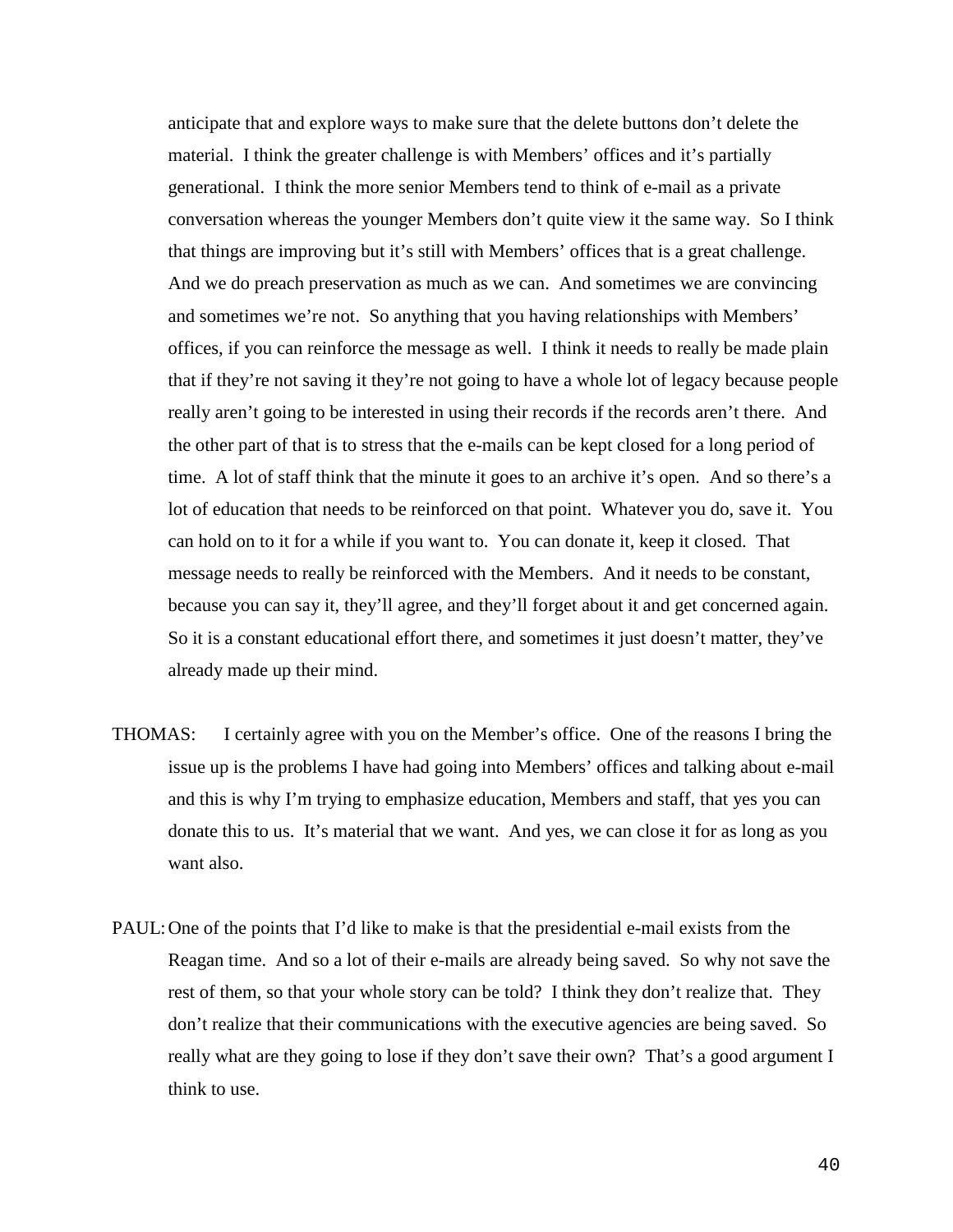anticipate that and explore ways to make sure that the delete buttons don't delete the material. I think the greater challenge is with Members' offices and it's partially generational. I think the more senior Members tend to think of e-mail as a private conversation whereas the younger Members don't quite view it the same way. So I think that things are improving but it's still with Members' offices that is a great challenge. And we do preach preservation as much as we can. And sometimes we are convincing and sometimes we're not. So anything that you having relationships with Members' offices, if you can reinforce the message as well. I think it needs to really be made plain that if they're not saving it they're not going to have a whole lot of legacy because people really aren't going to be interested in using their records if the records aren't there. And the other part of that is to stress that the e-mails can be kept closed for a long period of time. A lot of staff think that the minute it goes to an archive it's open. And so there's a lot of education that needs to be reinforced on that point. Whatever you do, save it. You can hold on to it for a while if you want to. You can donate it, keep it closed. That message needs to really be reinforced with the Members. And it needs to be constant, because you can say it, they'll agree, and they'll forget about it and get concerned again. So it is a constant educational effort there, and sometimes it just doesn't matter, they've already made up their mind.

THOMAS: I certainly agree with you on the Member's office. One of the reasons I bring the issue up is the problems I have had going into Members' offices and talking about e-mail and this is why I'm trying to emphasize education, Members and staff, that yes you can donate this to us. It's material that we want. And yes, we can close it for as long as you want also.

PAUL: One of the points that I'd like to make is that the presidential e-mail exists from the Reagan time. And so a lot of their e-mails are already being saved. So why not save the rest of them, so that your whole story can be told? I think they don't realize that. They don't realize that their communications with the executive agencies are being saved. So really what are they going to lose if they don't save their own? That's a good argument I think to use.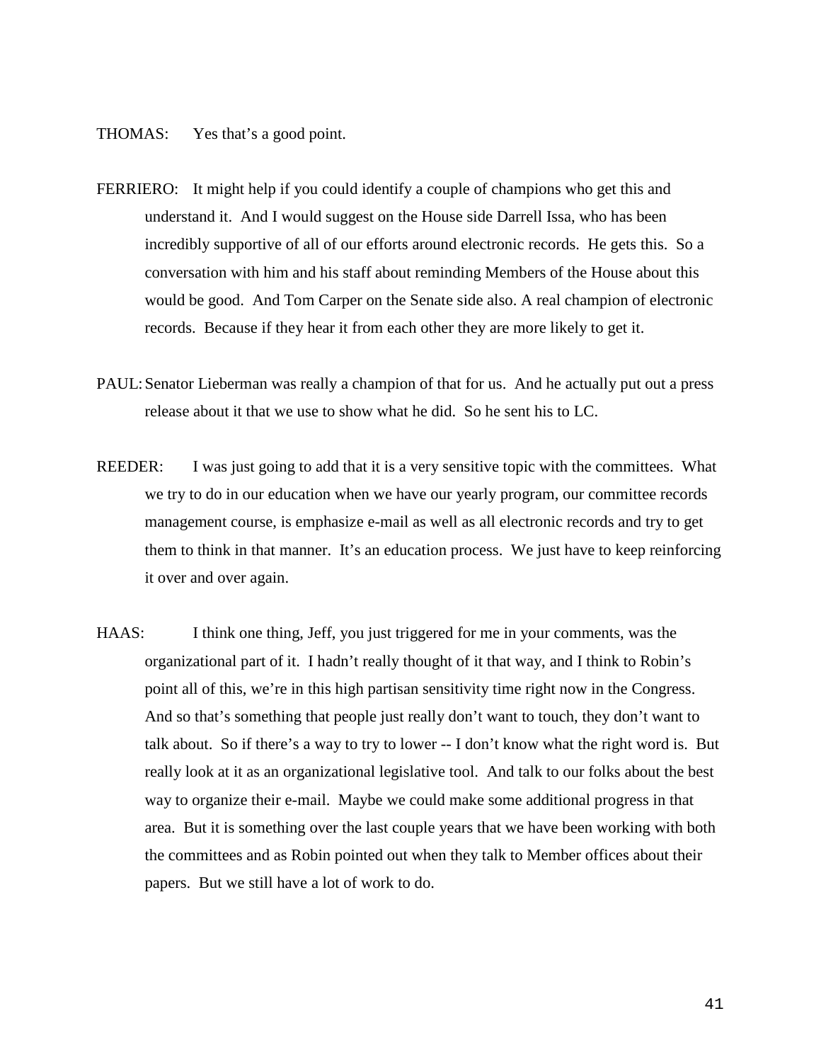THOMAS: Yes that’s a good point.

FERRIERO: It might help if you could identify a couple of champions who get this and understand it. And I would suggest on the House side Darrell Issa, who has been incredibly supportive of all of our efforts around electronic records. He gets this. So a conversation with him and his staff about reminding Members of the House about this would be good. And Tom Carper on the Senate side also. A real champion of electronic records. Because if they hear it from each other they are more likely to get it.

PAUL: Senator Lieberman was really a champion of that for us. And he actually put out a press release about it that we use to show what he did. So he sent his to LC.

REEDER: I was just going to add that it is a very sensitive topic with the committees. What we try to do in our education when we have our yearly program, our committee records management course, is emphasize e-mail as well as all electronic records and try to get them to think in that manner. It’s an education process. We just have to keep reinforcing it over and over again.

HAAS: I think one thing, Jeff, you just triggered for me in your comments, was the organizational part of it. I hadn’t really thought of it that way, and I think to Robin’s point all of this, we’re in this high partisan sensitivity time right now in the Congress. And so that’s something that people just really don’t want to touch, they don’t want to talk about. So if there’s a way to try to lower -- I don’t know what the right word is. But really look at it as an organizational legislative tool. And talk to our folks about the best way to organize their e-mail. Maybe we could make some additional progress in that area. But it is something over the last couple years that we have been working with both the committees and as Robin pointed out when they talk to Member offices about their papers. But we still have a lot of work to do.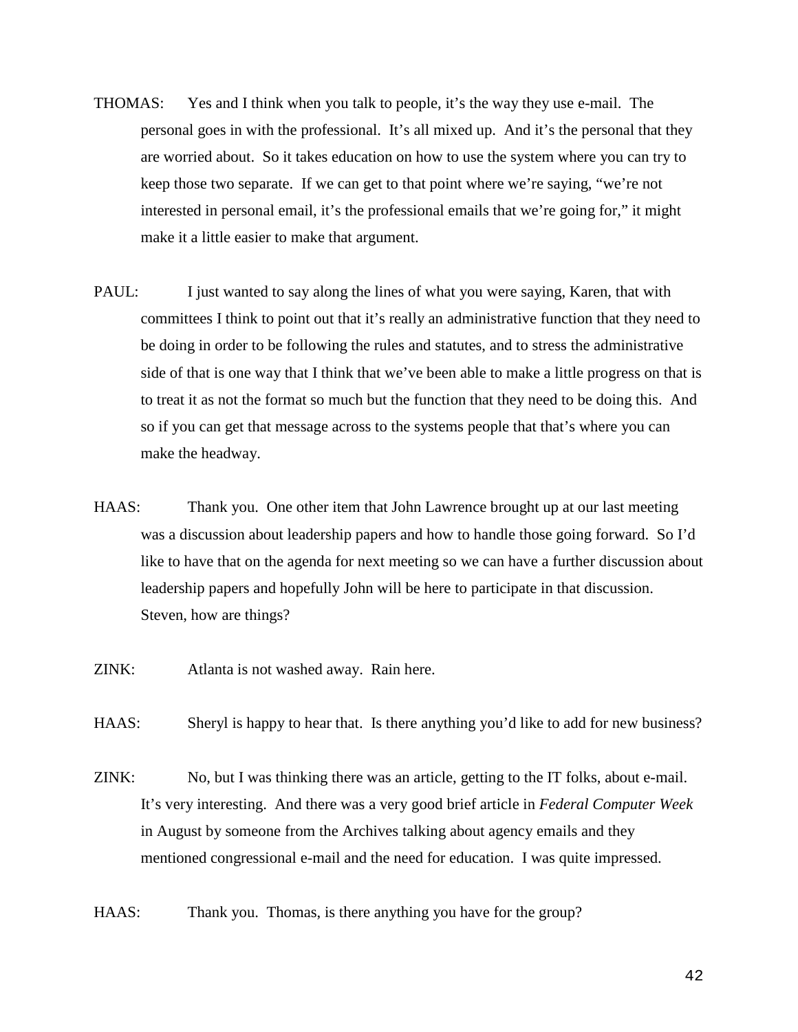THOMAS: Yes and I think when you talk to people, it's the way they use e-mail. The personal goes in with the professional. It's all mixed up. And it's the personal that they are worried about. So it takes education on how to use the system where you can try to keep those two separate. If we can get to that point where we're saying, "we're not interested in personal email, it's the professional emails that we're going for," it might make it a little easier to make that argument.

PAUL: I just wanted to say along the lines of what you were saying, Karen, that with committees I think to point out that it's really an administrative function that they need to be doing in order to be following the rules and statutes, and to stress the administrative side of that is one way that I think that we've been able to make a little progress on that is to treat it as not the format so much but the function that they need to be doing this. And so if you can get that message across to the systems people that that's where you can make the headway.

HAAS: Thank you. One other item that John Lawrence brought up at our last meeting was a discussion about leadership papers and how to handle those going forward. So I'd like to have that on the agenda for next meeting so we can have a further discussion about leadership papers and hopefully John will be here to participate in that discussion. Steven, how are things?

ZINK: Atlanta is not washed away. Rain here.

HAAS: Sheryl is happy to hear that. Is there anything you'd like to add for new business?

ZINK: No, but I was thinking there was an article, getting to the IT folks, about e-mail. It's very interesting. And there was a very good brief article in *Federal Computer Week* in August by someone from the Archives talking about agency emails and they mentioned congressional e-mail and the need for education. I was quite impressed.

HAAS: Thank you. Thomas, is there anything you have for the group?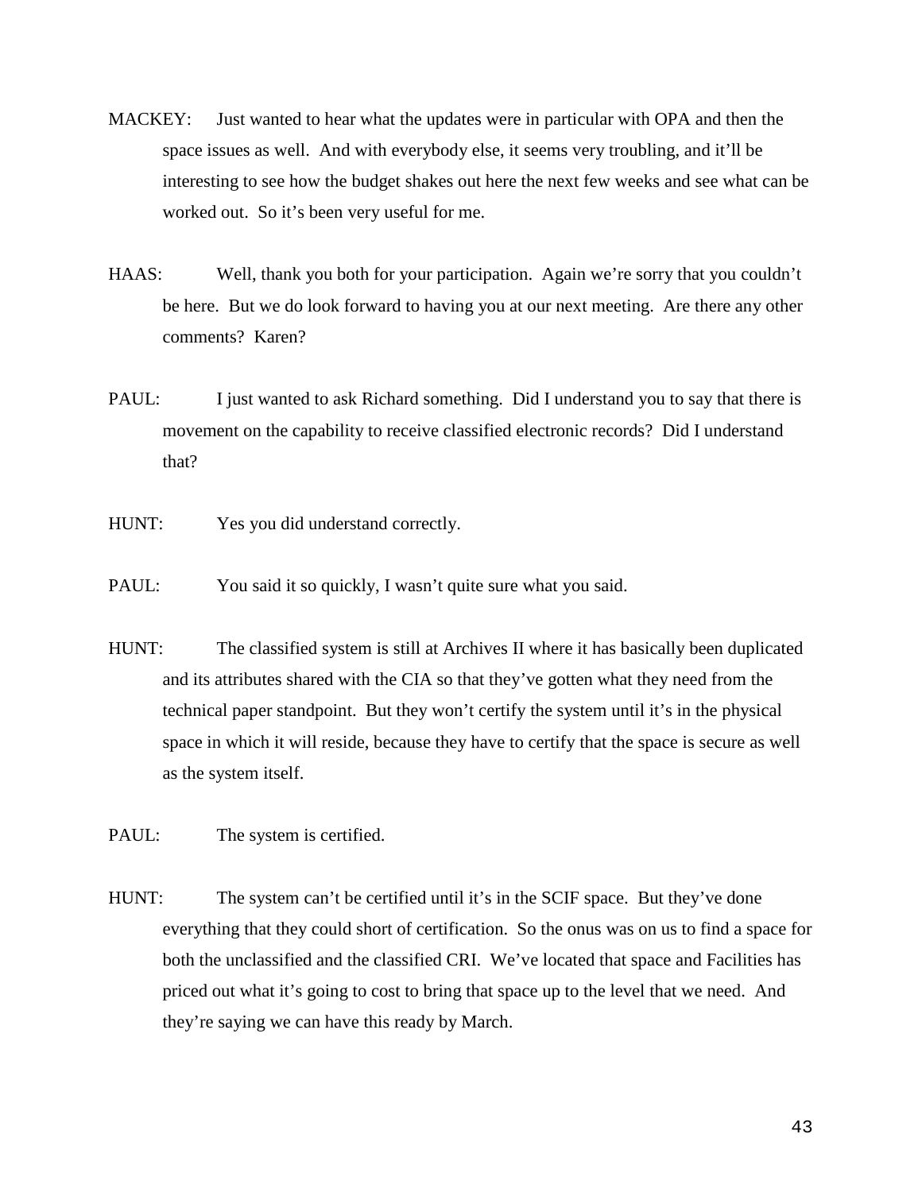MACKEY: Just wanted to hear what the updates were in particular with OPA and then the space issues as well. And with everybody else, it seems very troubling, and it'll be interesting to see how the budget shakes out here the next few weeks and see what can be worked out. So it's been very useful for me.

HAAS: Well, thank you both for your participation. Again we're sorry that you couldn't be here. But we do look forward to having you at our next meeting. Are there any other comments? Karen?

PAUL: I just wanted to ask Richard something. Did I understand you to say that there is movement on the capability to receive classified electronic records? Did I understand that?

HUNT: Yes you did understand correctly.

PAUL: You said it so quickly, I wasn't quite sure what you said.

HUNT: The classified system is still at Archives II where it has basically been duplicated and its attributes shared with the CIA so that they've gotten what they need from the technical paper standpoint. But they won't certify the system until it's in the physical space in which it will reside, because they have to certify that the space is secure as well as the system itself.

PAUL: The system is certified.

HUNT: The system can't be certified until it's in the SCIF space. But they've done everything that they could short of certification. So the onus was on us to find a space for both the unclassified and the classified CRI. We've located that space and Facilities has priced out what it's going to cost to bring that space up to the level that we need. And they're saying we can have this ready by March.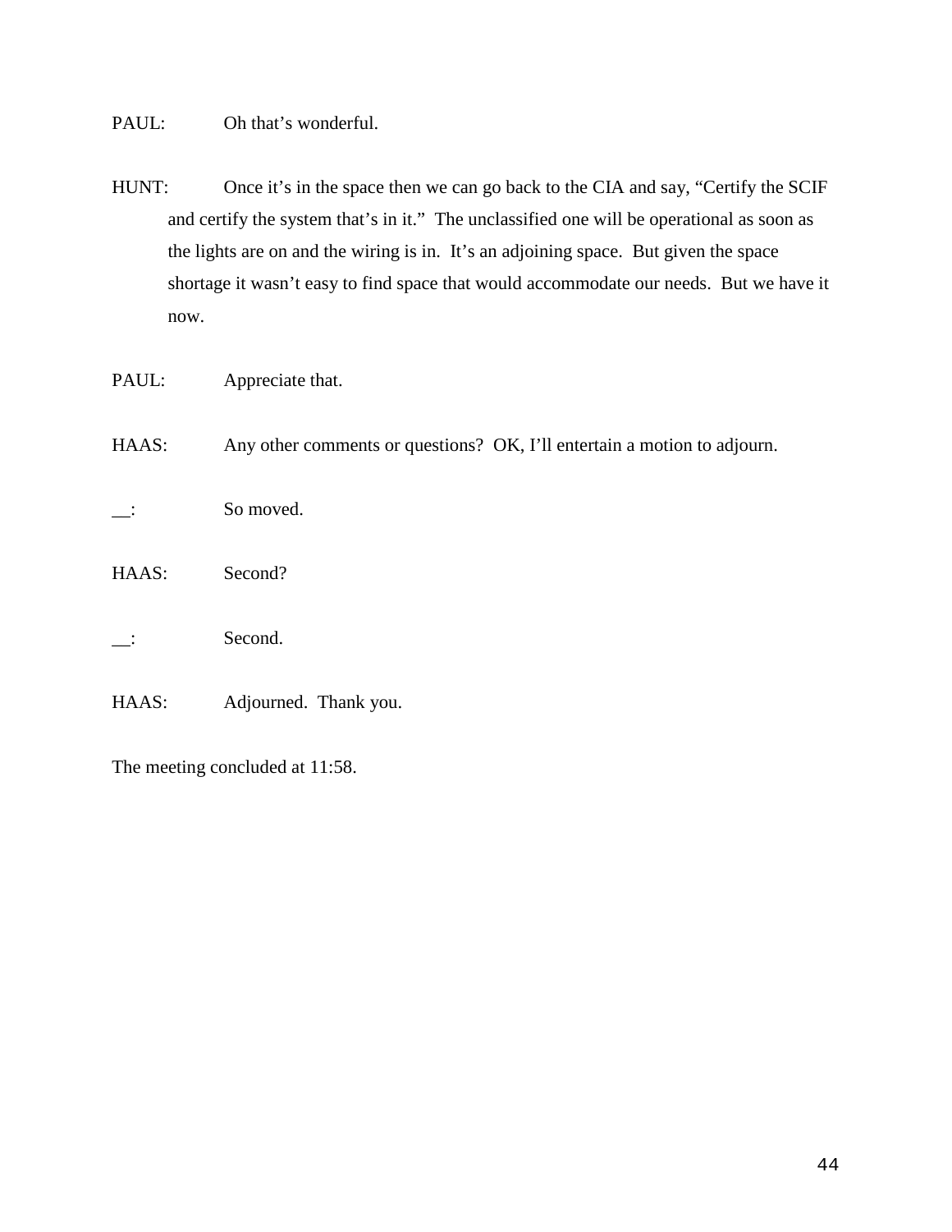PAUL: Oh that's wonderful.

HUNT: Once it's in the space then we can go back to the CIA and say, "Certify the SCIF and certify the system that's in it." The unclassified one will be operational as soon as the lights are on and the wiring is in. It's an adjoining space. But given the space shortage it wasn't easy to find space that would accommodate our needs. But we have it now.

PAUL: Appreciate that.

HAAS: Any other comments or questions? OK, I'll entertain a motion to adjourn.

__: So moved.

HAAS: Second?

__: Second.

HAAS: Adjourned. Thank you.

The meeting concluded at 11:58.